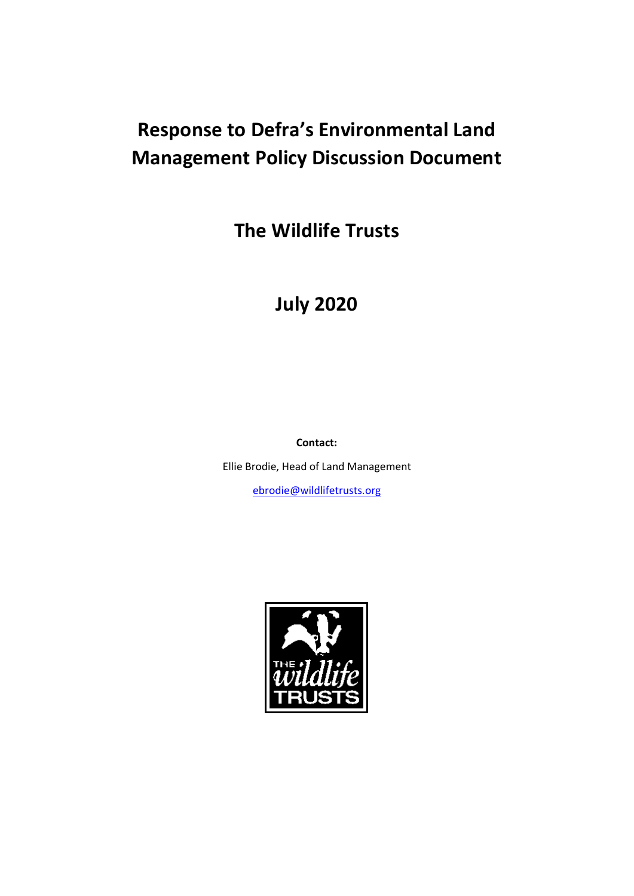# Response to Defra's Environmental Land Management Policy Discussion Document

## The Wildlife Trusts

## July 2020

**Contact:**

Ellie Brodie, Head of Land Management

ebrodie@wildlifetrusts.org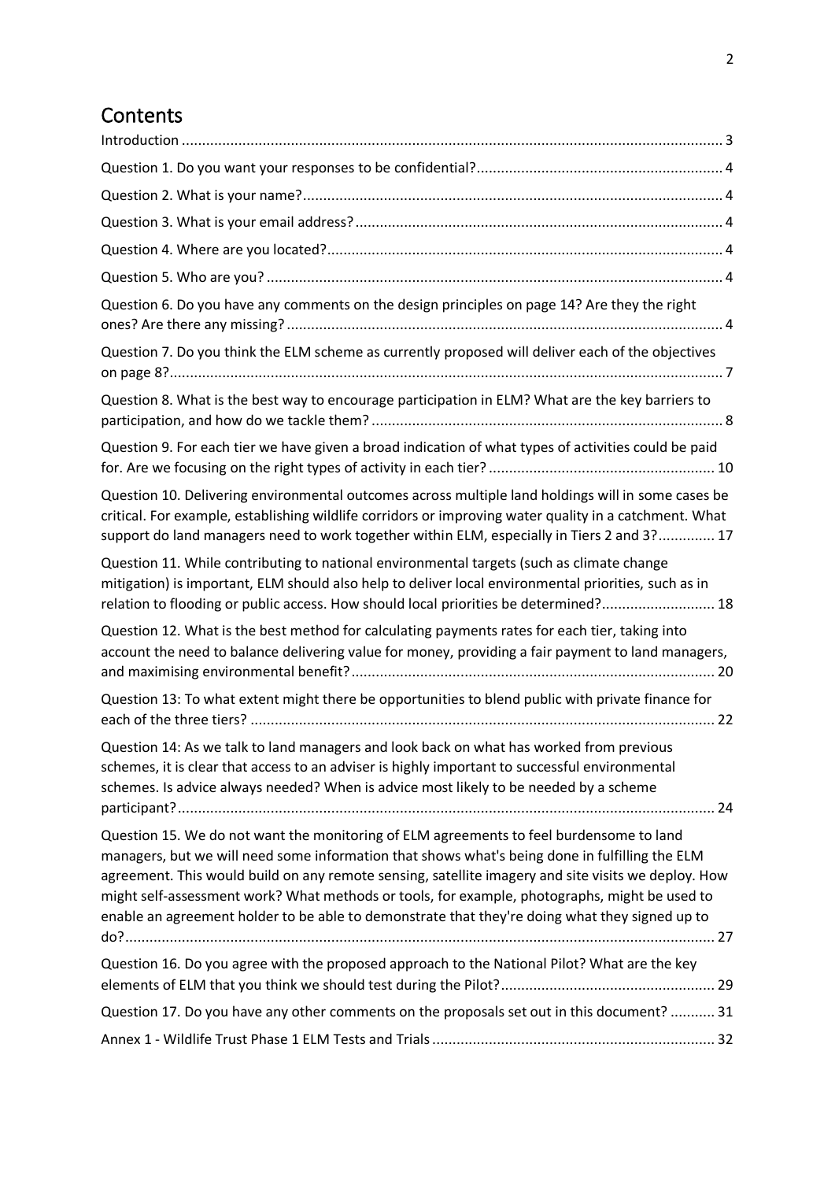# Contents

Introduction ..... 3

Question 1. Do you want your responses to be confidential? ..... 4

Question 2. What is your name? ..... 4

Question 3. What is your email address? ..... 4

Question 4. Where are you located? ..... 4

Question 5. Who are you? ..... 4

Question 6. Do you have any comments on the design principles on page 14? Are they the right ones? Are there any missing? ..... 4

Question 7. Do you think the ELM scheme as currently proposed will deliver each of the objectives on page 8? ..... 7

Question 8. What is the best way to encourage participation in ELM? What are the key barriers to participation, and how do we tackle them? ..... 8

Question 9. For each tier we have given a broad indication of what types of activities could be paid for. Are we focusing on the right types of activity in each tier? ..... 10

Question 10. Delivering environmental outcomes across multiple land holdings will in some cases be critical. For example, establishing wildlife corridors or improving water quality in a catchment. What support do land managers need to work together within ELM, especially in Tiers 2 and 3? ..... 17

Question 11. While contributing to national environmental targets (such as climate change mitigation) is important, ELM should also help to deliver local environmental priorities, such as in relation to flooding or public access. How should local priorities be determined? ..... 18

Question 12. What is the best method for calculating payments rates for each tier, taking into account the need to balance delivering value for money, providing a fair payment to land managers, and maximising environmental benefit? ..... 20

Question 13: To what extent might there be opportunities to blend public with private finance for each of the three tiers? ..... 22

Question 14: As we talk to land managers and look back on what has worked from previous schemes, it is clear that access to an adviser is highly important to successful environmental schemes. Is advice always needed? When is advice most likely to be needed by a scheme participant? ..... 24

Question 15. We do not want the monitoring of ELM agreements to feel burdensome to land managers, but we will need some information that shows what's being done in fulfilling the ELM agreement. This would build on any remote sensing, satellite imagery and site visits we deploy. How might self-assessment work? What methods or tools, for example, photographs, might be used to enable an agreement holder to be able to demonstrate that they're doing what they signed up to do? ..... 27

Question 16. Do you agree with the proposed approach to the National Pilot? What are the key elements of ELM that you think we should test during the Pilot? ..... 29

Question 17. Do you have any other comments on the proposals set out in this document? ..... 31

Annex 1 - Wildlife Trust Phase 1 ELM Tests and Trials ..... 32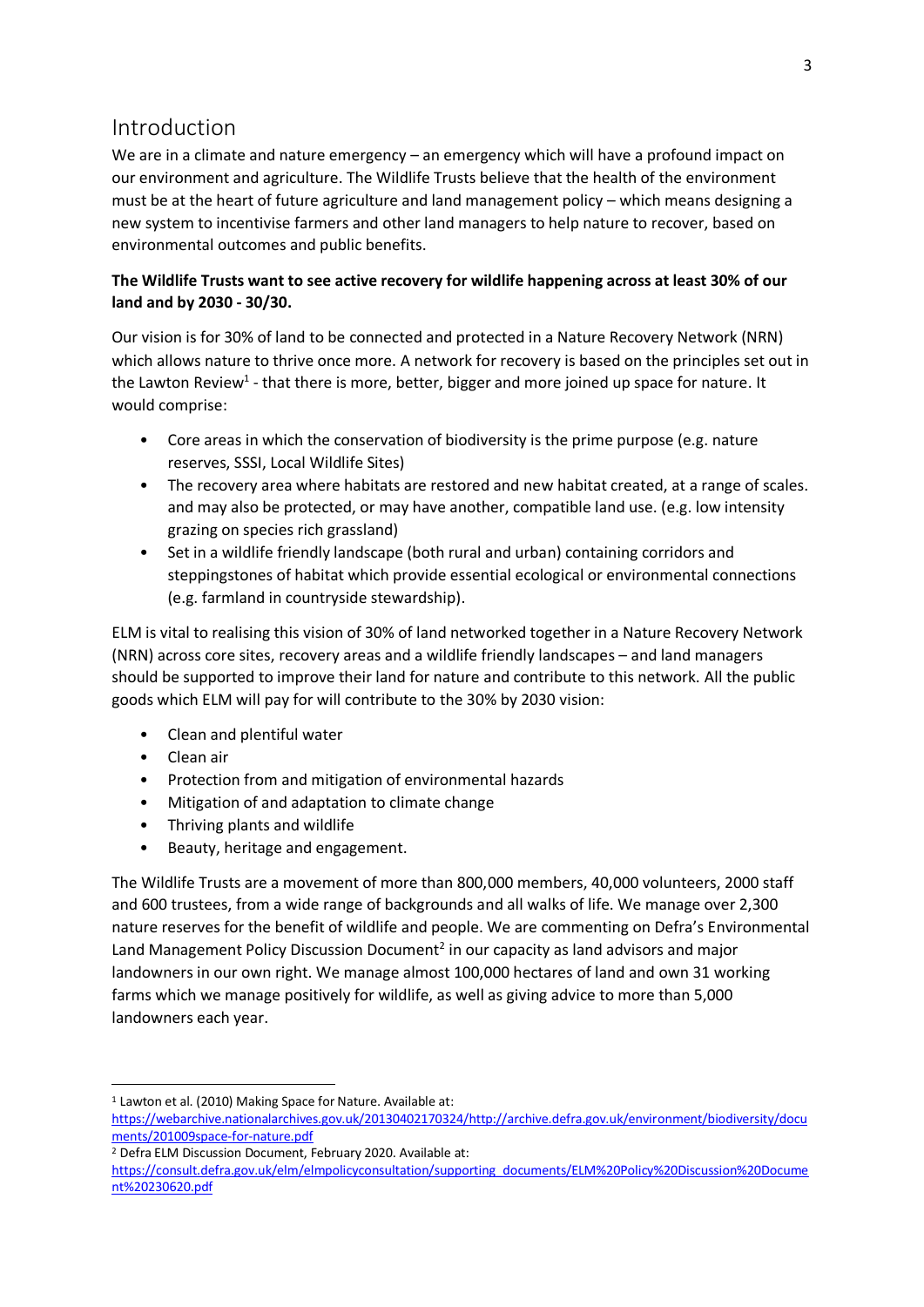# Introduction

We are in a climate and nature emergency – an emergency which will have a profound impact on our environment and agriculture. The Wildlife Trusts believe that the health of the environment must be at the heart of future agriculture and land management policy – which means designing a new system to incentivise farmers and other land managers to help nature to recover, based on environmental outcomes and public benefits.

**The Wildlife Trusts want to see active recovery for wildlife happening across at least 30% of our land and by 2030 - 30/30.**

Our vision is for 30% of land to be connected and protected in a Nature Recovery Network (NRN) which allows nature to thrive once more. A network for recovery is based on the principles set out in the Lawton Review[1] - that there is more, better, bigger and more joined up space for nature. It would comprise:

- Core areas in which the conservation of biodiversity is the prime purpose (e.g. nature reserves, SSSI, Local Wildlife Sites)
- The recovery area where habitats are restored and new habitat created, at a range of scales. and may also be protected, or may have another, compatible land use. (e.g. low intensity grazing on species rich grassland)
- Set in a wildlife friendly landscape (both rural and urban) containing corridors and steppingstones of habitat which provide essential ecological or environmental connections (e.g. farmland in countryside stewardship).

ELM is vital to realising this vision of 30% of land networked together in a Nature Recovery Network (NRN) across core sites, recovery areas and a wildlife friendly landscapes – and land managers should be supported to improve their land for nature and contribute to this network. All the public goods which ELM will pay for will contribute to the 30% by 2030 vision:

- Clean and plentiful water
- Clean air
- Protection from and mitigation of environmental hazards
- Mitigation of and adaptation to climate change
- Thriving plants and wildlife
- Beauty, heritage and engagement.

The Wildlife Trusts are a movement of more than 800,000 members, 40,000 volunteers, 2000 staff and 600 trustees, from a wide range of backgrounds and all walks of life. We manage over 2,300 nature reserves for the benefit of wildlife and people. We are commenting on Defra's Environmental Land Management Policy Discussion Document[2] in our capacity as land advisors and major landowners in our own right. We manage almost 100,000 hectares of land and own 31 working farms which we manage positively for wildlife, as well as giving advice to more than 5,000 landowners each year.

---

[1] Lawton et al. (2010) Making Space for Nature. Available at: https://webarchive.nationalarchives.gov.uk/20130402170324/http://archive.defra.gov.uk/environment/biodiversity/documents/201009space-for-nature.pdf

[2] Defra ELM Discussion Document, February 2020. Available at: https://consult.defra.gov.uk/elm/elmpolicyconsultation/supporting_documents/ELM%20Policy%20Discussion%20Document%20230620.pdf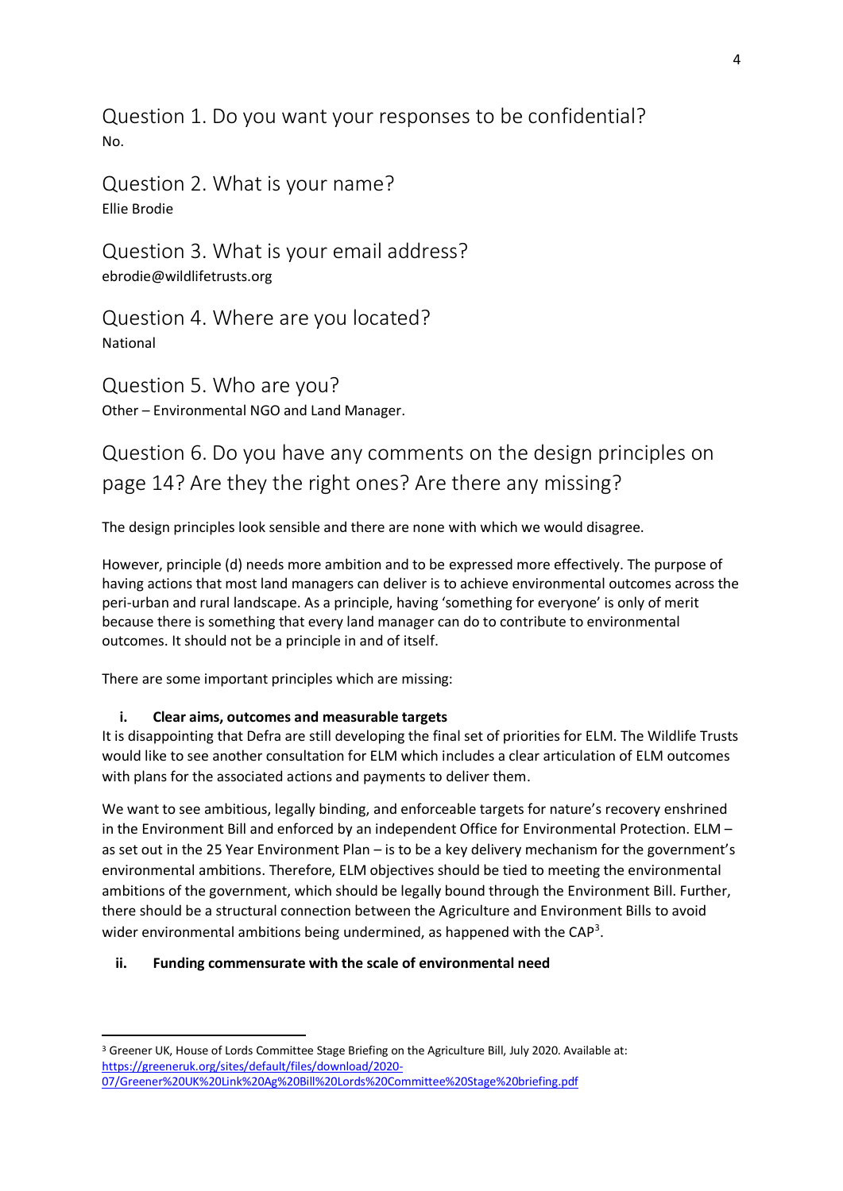## Question 1. Do you want your responses to be confidential?

No.

## Question 2. What is your name?

Ellie Brodie

## Question 3. What is your email address?

ebrodie@wildlifetrusts.org

## Question 4. Where are you located?

National

## Question 5. Who are you?

Other – Environmental NGO and Land Manager.

## Question 6. Do you have any comments on the design principles on page 14? Are they the right ones? Are there any missing?

The design principles look sensible and there are none with which we would disagree.

However, principle (d) needs more ambition and to be expressed more effectively. The purpose of having actions that most land managers can deliver is to achieve environmental outcomes across the peri-urban and rural landscape. As a principle, having 'something for everyone' is only of merit because there is something that every land manager can do to contribute to environmental outcomes. It should not be a principle in and of itself.

There are some important principles which are missing:

**i. Clear aims, outcomes and measurable targets**

It is disappointing that Defra are still developing the final set of priorities for ELM. The Wildlife Trusts would like to see another consultation for ELM which includes a clear articulation of ELM outcomes with plans for the associated actions and payments to deliver them.

We want to see ambitious, legally binding, and enforceable targets for nature's recovery enshrined in the Environment Bill and enforced by an independent Office for Environmental Protection. ELM – as set out in the 25 Year Environment Plan – is to be a key delivery mechanism for the government's environmental ambitions. Therefore, ELM objectives should be tied to meeting the environmental ambitions of the government, which should be legally bound through the Environment Bill. Further, there should be a structural connection between the Agriculture and Environment Bills to avoid wider environmental ambitions being undermined, as happened with the CAP[3].

**ii. Funding commensurate with the scale of environmental need**

[3] Greener UK, House of Lords Committee Stage Briefing on the Agriculture Bill, July 2020. Available at: https://greeneruk.org/sites/default/files/download/2020-07/Greener%20UK%20Link%20Ag%20Bill%20Lords%20Committee%20Stage%20briefing.pdf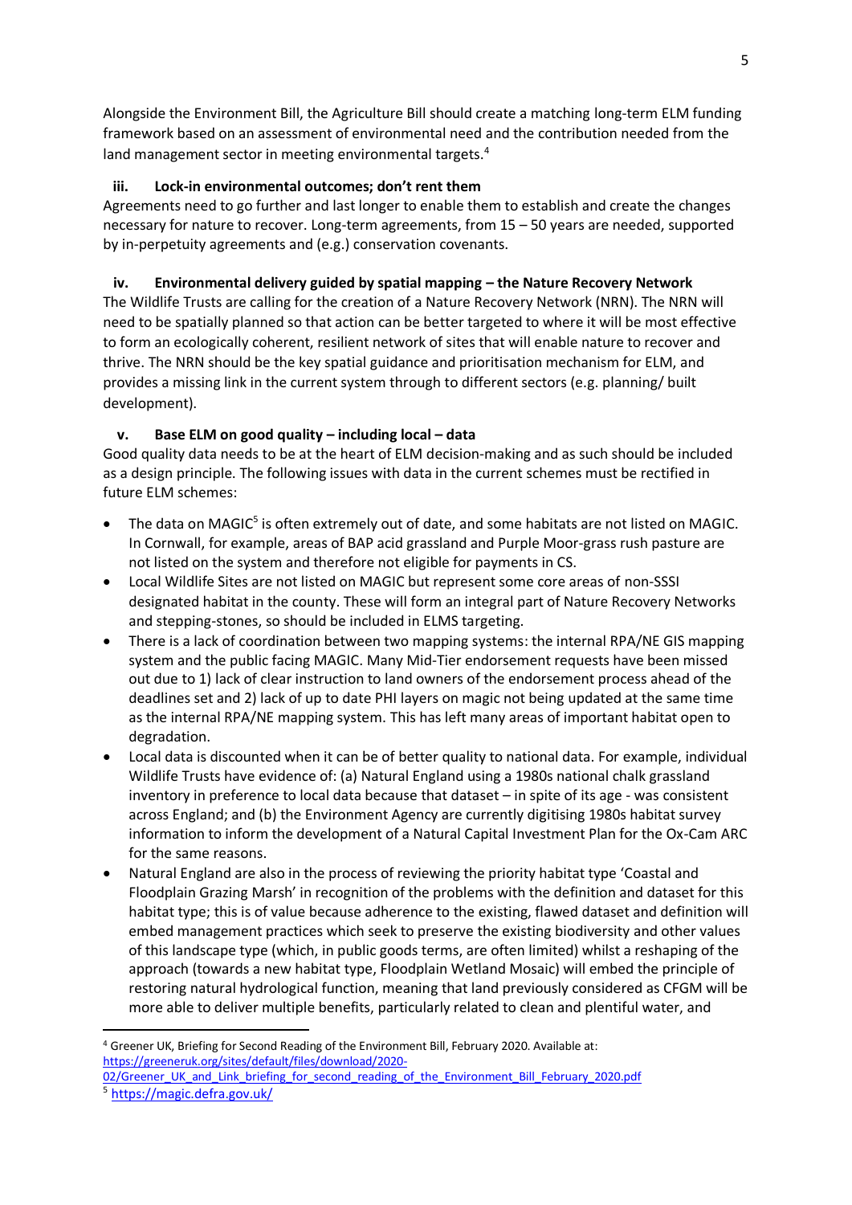Alongside the Environment Bill, the Agriculture Bill should create a matching long-term ELM funding framework based on an assessment of environmental need and the contribution needed from the land management sector in meeting environmental targets.[4]

### iii. Lock-in environmental outcomes; don't rent them

Agreements need to go further and last longer to enable them to establish and create the changes necessary for nature to recover. Long-term agreements, from 15 – 50 years are needed, supported by in-perpetuity agreements and (e.g.) conservation covenants.

### iv. Environmental delivery guided by spatial mapping – the Nature Recovery Network

The Wildlife Trusts are calling for the creation of a Nature Recovery Network (NRN). The NRN will need to be spatially planned so that action can be better targeted to where it will be most effective to form an ecologically coherent, resilient network of sites that will enable nature to recover and thrive. The NRN should be the key spatial guidance and prioritisation mechanism for ELM, and provides a missing link in the current system through to different sectors (e.g. planning/ built development).

### v. Base ELM on good quality – including local – data

Good quality data needs to be at the heart of ELM decision-making and as such should be included as a design principle. The following issues with data in the current schemes must be rectified in future ELM schemes:

- The data on MAGIC[5] is often extremely out of date, and some habitats are not listed on MAGIC. In Cornwall, for example, areas of BAP acid grassland and Purple Moor-grass rush pasture are not listed on the system and therefore not eligible for payments in CS.
- Local Wildlife Sites are not listed on MAGIC but represent some core areas of non-SSSI designated habitat in the county. These will form an integral part of Nature Recovery Networks and stepping-stones, so should be included in ELMS targeting.
- There is a lack of coordination between two mapping systems: the internal RPA/NE GIS mapping system and the public facing MAGIC. Many Mid-Tier endorsement requests have been missed out due to 1) lack of clear instruction to land owners of the endorsement process ahead of the deadlines set and 2) lack of up to date PHI layers on magic not being updated at the same time as the internal RPA/NE mapping system. This has left many areas of important habitat open to degradation.
- Local data is discounted when it can be of better quality to national data. For example, individual Wildlife Trusts have evidence of: (a) Natural England using a 1980s national chalk grassland inventory in preference to local data because that dataset – in spite of its age - was consistent across England; and (b) the Environment Agency are currently digitising 1980s habitat survey information to inform the development of a Natural Capital Investment Plan for the Ox-Cam ARC for the same reasons.
- Natural England are also in the process of reviewing the priority habitat type 'Coastal and Floodplain Grazing Marsh' in recognition of the problems with the definition and dataset for this habitat type; this is of value because adherence to the existing, flawed dataset and definition will embed management practices which seek to preserve the existing biodiversity and other values of this landscape type (which, in public goods terms, are often limited) whilst a reshaping of the approach (towards a new habitat type, Floodplain Wetland Mosaic) will embed the principle of restoring natural hydrological function, meaning that land previously considered as CFGM will be more able to deliver multiple benefits, particularly related to clean and plentiful water, and

---

[4] Greener UK, Briefing for Second Reading of the Environment Bill, February 2020. Available at: https://greeneruk.org/sites/default/files/download/2020-02/Greener_UK_and_Link_briefing_for_second_reading_of_the_Environment_Bill_February_2020.pdf

[5] https://magic.defra.gov.uk/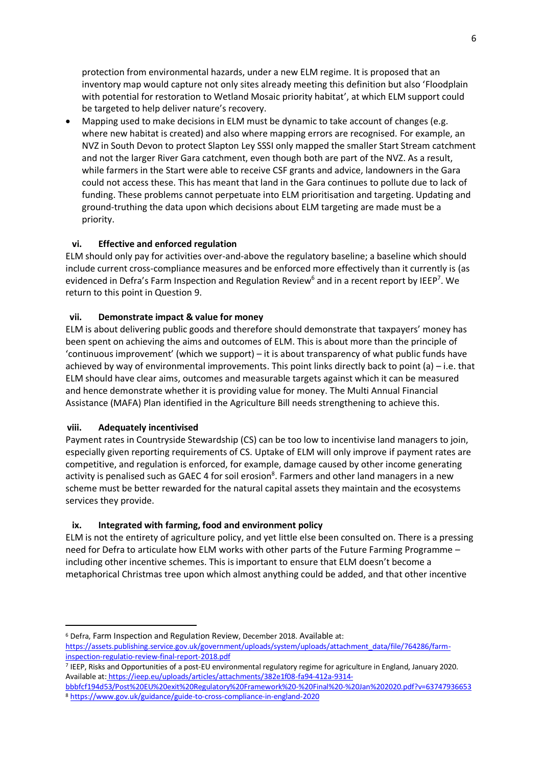protection from environmental hazards, under a new ELM regime. It is proposed that an inventory map would capture not only sites already meeting this definition but also 'Floodplain with potential for restoration to Wetland Mosaic priority habitat', at which ELM support could be targeted to help deliver nature's recovery.

- Mapping used to make decisions in ELM must be dynamic to take account of changes (e.g. where new habitat is created) and also where mapping errors are recognised. For example, an NVZ in South Devon to protect Slapton Ley SSSI only mapped the smaller Start Stream catchment and not the larger River Gara catchment, even though both are part of the NVZ. As a result, while farmers in the Start were able to receive CSF grants and advice, landowners in the Gara could not access these. This has meant that land in the Gara continues to pollute due to lack of funding. These problems cannot perpetuate into ELM prioritisation and targeting. Updating and ground-truthing the data upon which decisions about ELM targeting are made must be a priority.

### vi. Effective and enforced regulation

ELM should only pay for activities over-and-above the regulatory baseline; a baseline which should include current cross-compliance measures and be enforced more effectively than it currently is (as evidenced in Defra's Farm Inspection and Regulation Review[6] and in a recent report by IEEP[7]. We return to this point in Question 9.

### vii. Demonstrate impact & value for money

ELM is about delivering public goods and therefore should demonstrate that taxpayers' money has been spent on achieving the aims and outcomes of ELM. This is about more than the principle of 'continuous improvement' (which we support) – it is about transparency of what public funds have achieved by way of environmental improvements. This point links directly back to point (a) – i.e. that ELM should have clear aims, outcomes and measurable targets against which it can be measured and hence demonstrate whether it is providing value for money. The Multi Annual Financial Assistance (MAFA) Plan identified in the Agriculture Bill needs strengthening to achieve this.

### viii. Adequately incentivised

Payment rates in Countryside Stewardship (CS) can be too low to incentivise land managers to join, especially given reporting requirements of CS. Uptake of ELM will only improve if payment rates are competitive, and regulation is enforced, for example, damage caused by other income generating activity is penalised such as GAEC 4 for soil erosion[8]. Farmers and other land managers in a new scheme must be better rewarded for the natural capital assets they maintain and the ecosystems services they provide.

### ix. Integrated with farming, food and environment policy

ELM is not the entirety of agriculture policy, and yet little else been consulted on. There is a pressing need for Defra to articulate how ELM works with other parts of the Future Farming Programme – including other incentive schemes. This is important to ensure that ELM doesn't become a metaphorical Christmas tree upon which almost anything could be added, and that other incentive

---

[6] Defra, Farm Inspection and Regulation Review, December 2018. Available at: https://assets.publishing.service.gov.uk/government/uploads/system/uploads/attachment_data/file/764286/farm-inspection-regulatio-review-final-report-2018.pdf

[7] IEEP, Risks and Opportunities of a post-EU environmental regulatory regime for agriculture in England, January 2020. Available at: https://ieep.eu/uploads/articles/attachments/382e1f08-fa94-412a-9314-bbbfcf194d53/Post%20EU%20exit%20Regulatory%20Framework%20-%20Final%20-%20Jan%202020.pdf?v=63747936653

[8] https://www.gov.uk/guidance/guide-to-cross-compliance-in-england-2020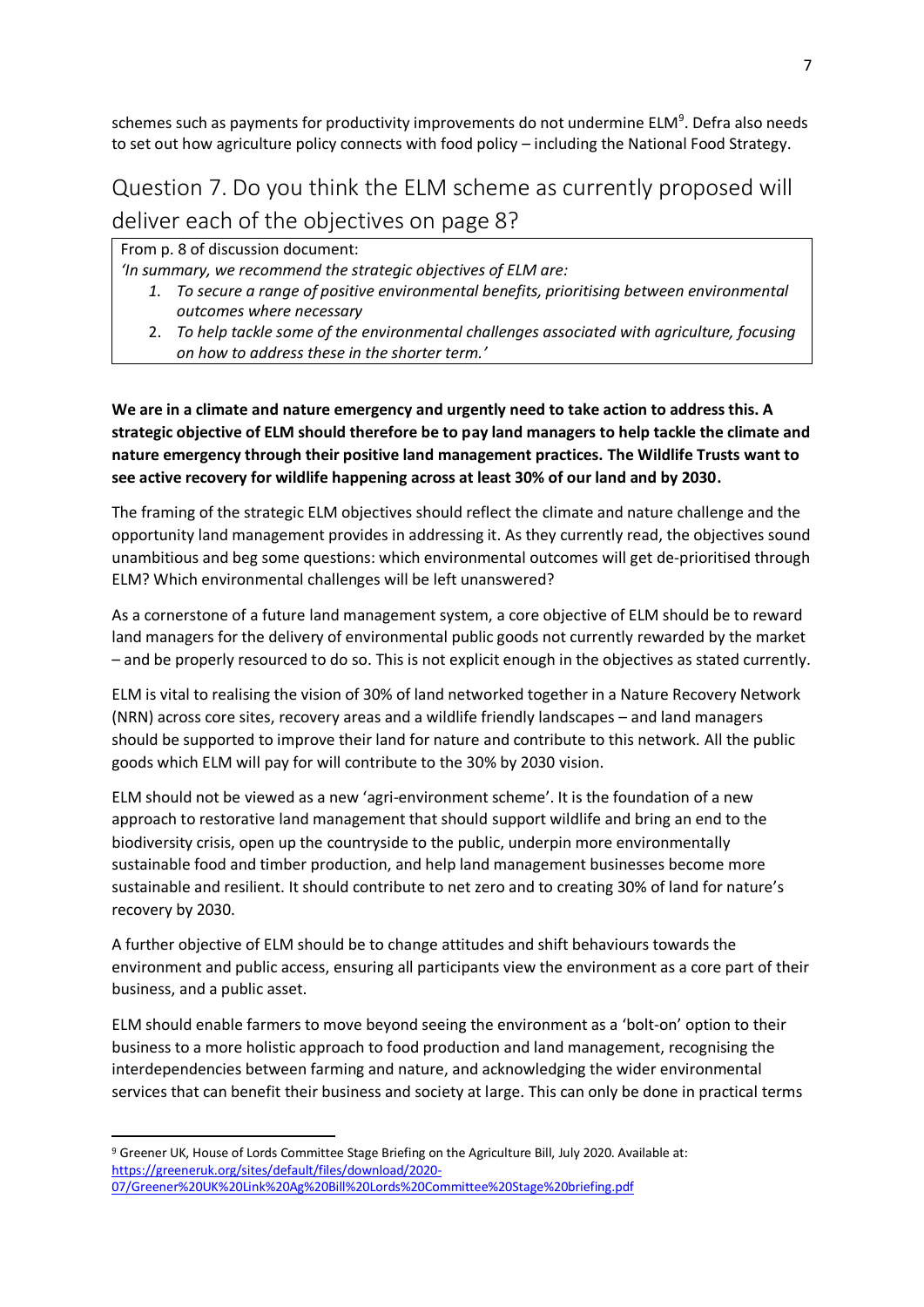schemes such as payments for productivity improvements do not undermine ELM[9]. Defra also needs to set out how agriculture policy connects with food policy – including the National Food Strategy.

## Question 7. Do you think the ELM scheme as currently proposed will deliver each of the objectives on page 8?

> From p. 8 of discussion document:
> *'In summary, we recommend the strategic objectives of ELM are:*
>
> 1. *To secure a range of positive environmental benefits, prioritising between environmental outcomes where necessary*
> 2. *To help tackle some of the environmental challenges associated with agriculture, focusing on how to address these in the shorter term.'*

**We are in a climate and nature emergency and urgently need to take action to address this. A strategic objective of ELM should therefore be to pay land managers to help tackle the climate and nature emergency through their positive land management practices. The Wildlife Trusts want to see active recovery for wildlife happening across at least 30% of our land and by 2030.**

The framing of the strategic ELM objectives should reflect the climate and nature challenge and the opportunity land management provides in addressing it. As they currently read, the objectives sound unambitious and beg some questions: which environmental outcomes will get de-prioritised through ELM? Which environmental challenges will be left unanswered?

As a cornerstone of a future land management system, a core objective of ELM should be to reward land managers for the delivery of environmental public goods not currently rewarded by the market – and be properly resourced to do so. This is not explicit enough in the objectives as stated currently.

ELM is vital to realising the vision of 30% of land networked together in a Nature Recovery Network (NRN) across core sites, recovery areas and a wildlife friendly landscapes – and land managers should be supported to improve their land for nature and contribute to this network. All the public goods which ELM will pay for will contribute to the 30% by 2030 vision.

ELM should not be viewed as a new 'agri-environment scheme'. It is the foundation of a new approach to restorative land management that should support wildlife and bring an end to the biodiversity crisis, open up the countryside to the public, underpin more environmentally sustainable food and timber production, and help land management businesses become more sustainable and resilient. It should contribute to net zero and to creating 30% of land for nature's recovery by 2030.

A further objective of ELM should be to change attitudes and shift behaviours towards the environment and public access, ensuring all participants view the environment as a core part of their business, and a public asset.

ELM should enable farmers to move beyond seeing the environment as a 'bolt-on' option to their business to a more holistic approach to food production and land management, recognising the interdependencies between farming and nature, and acknowledging the wider environmental services that can benefit their business and society at large. This can only be done in practical terms

---

[9] Greener UK, House of Lords Committee Stage Briefing on the Agriculture Bill, July 2020. Available at: https://greeneruk.org/sites/default/files/download/2020-07/Greener%20UK%20Link%20Ag%20Bill%20Lords%20Committee%20Stage%20briefing.pdf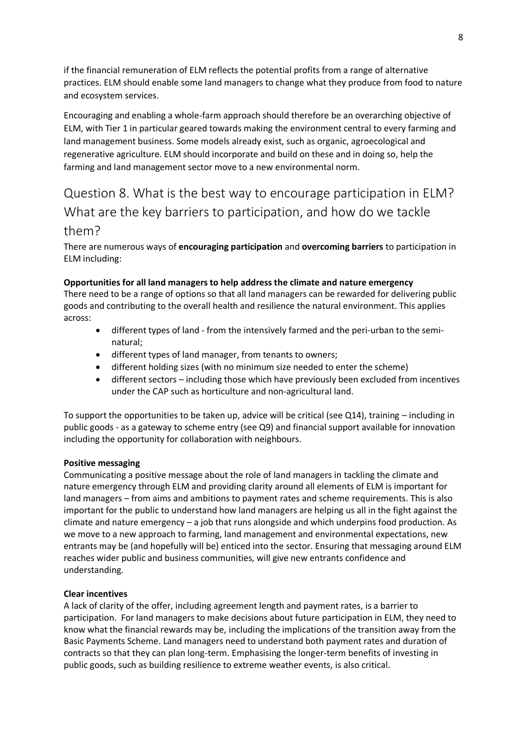if the financial remuneration of ELM reflects the potential profits from a range of alternative practices. ELM should enable some land managers to change what they produce from food to nature and ecosystem services.

Encouraging and enabling a whole-farm approach should therefore be an overarching objective of ELM, with Tier 1 in particular geared towards making the environment central to every farming and land management business. Some models already exist, such as organic, agroecological and regenerative agriculture. ELM should incorporate and build on these and in doing so, help the farming and land management sector move to a new environmental norm.

## Question 8. What is the best way to encourage participation in ELM? What are the key barriers to participation, and how do we tackle them?

There are numerous ways of **encouraging participation** and **overcoming barriers** to participation in ELM including:

**Opportunities for all land managers to help address the climate and nature emergency**

There need to be a range of options so that all land managers can be rewarded for delivering public goods and contributing to the overall health and resilience the natural environment. This applies across:

- different types of land - from the intensively farmed and the peri-urban to the semi-natural;
- different types of land manager, from tenants to owners;
- different holding sizes (with no minimum size needed to enter the scheme)
- different sectors – including those which have previously been excluded from incentives under the CAP such as horticulture and non-agricultural land.

To support the opportunities to be taken up, advice will be critical (see Q14), training – including in public goods - as a gateway to scheme entry (see Q9) and financial support available for innovation including the opportunity for collaboration with neighbours.

**Positive messaging**

Communicating a positive message about the role of land managers in tackling the climate and nature emergency through ELM and providing clarity around all elements of ELM is important for land managers – from aims and ambitions to payment rates and scheme requirements. This is also important for the public to understand how land managers are helping us all in the fight against the climate and nature emergency – a job that runs alongside and which underpins food production. As we move to a new approach to farming, land management and environmental expectations, new entrants may be (and hopefully will be) enticed into the sector. Ensuring that messaging around ELM reaches wider public and business communities, will give new entrants confidence and understanding.

**Clear incentives**

A lack of clarity of the offer, including agreement length and payment rates, is a barrier to participation. For land managers to make decisions about future participation in ELM, they need to know what the financial rewards may be, including the implications of the transition away from the Basic Payments Scheme. Land managers need to understand both payment rates and duration of contracts so that they can plan long-term. Emphasising the longer-term benefits of investing in public goods, such as building resilience to extreme weather events, is also critical.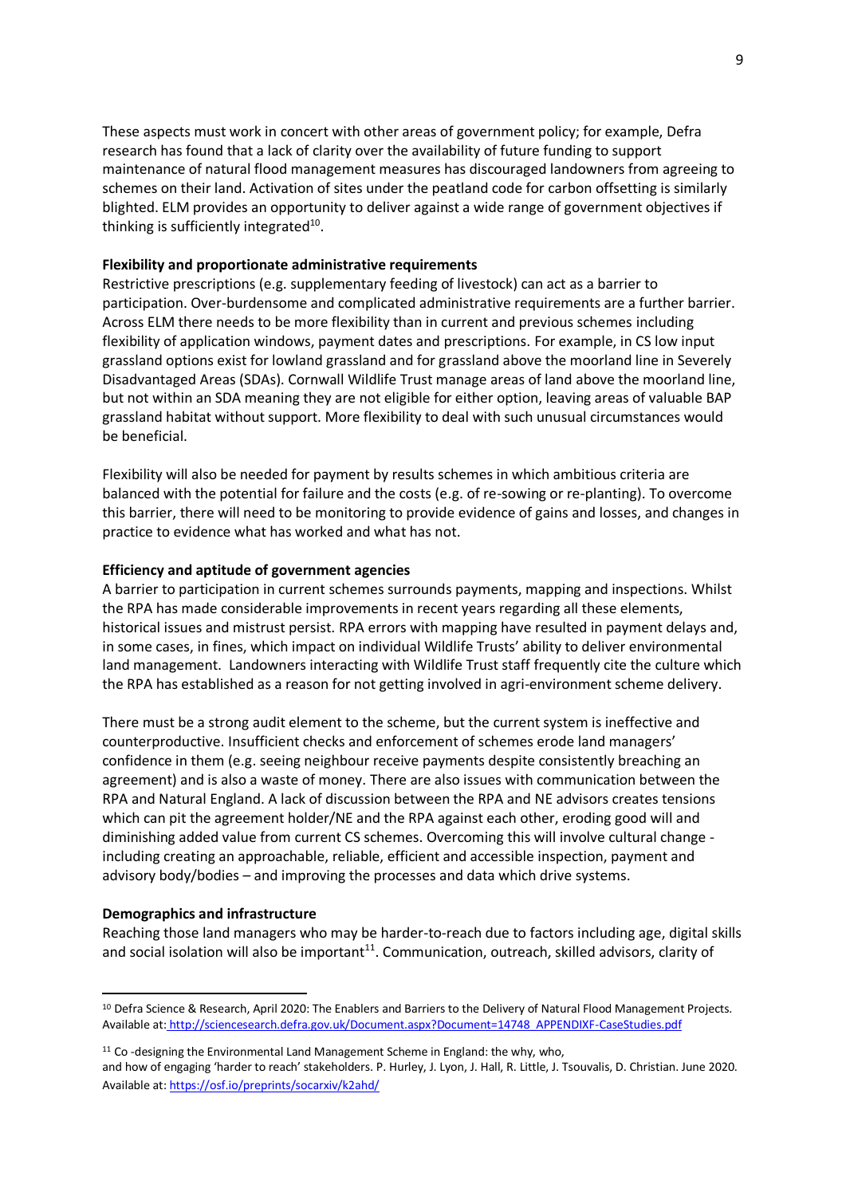These aspects must work in concert with other areas of government policy; for example, Defra research has found that a lack of clarity over the availability of future funding to support maintenance of natural flood management measures has discouraged landowners from agreeing to schemes on their land. Activation of sites under the peatland code for carbon offsetting is similarly blighted. ELM provides an opportunity to deliver against a wide range of government objectives if thinking is sufficiently integrated[10].

**Flexibility and proportionate administrative requirements**

Restrictive prescriptions (e.g. supplementary feeding of livestock) can act as a barrier to participation. Over-burdensome and complicated administrative requirements are a further barrier. Across ELM there needs to be more flexibility than in current and previous schemes including flexibility of application windows, payment dates and prescriptions. For example, in CS low input grassland options exist for lowland grassland and for grassland above the moorland line in Severely Disadvantaged Areas (SDAs). Cornwall Wildlife Trust manage areas of land above the moorland line, but not within an SDA meaning they are not eligible for either option, leaving areas of valuable BAP grassland habitat without support. More flexibility to deal with such unusual circumstances would be beneficial.

Flexibility will also be needed for payment by results schemes in which ambitious criteria are balanced with the potential for failure and the costs (e.g. of re-sowing or re-planting). To overcome this barrier, there will need to be monitoring to provide evidence of gains and losses, and changes in practice to evidence what has worked and what has not.

**Efficiency and aptitude of government agencies**

A barrier to participation in current schemes surrounds payments, mapping and inspections. Whilst the RPA has made considerable improvements in recent years regarding all these elements, historical issues and mistrust persist. RPA errors with mapping have resulted in payment delays and, in some cases, in fines, which impact on individual Wildlife Trusts' ability to deliver environmental land management. Landowners interacting with Wildlife Trust staff frequently cite the culture which the RPA has established as a reason for not getting involved in agri-environment scheme delivery.

There must be a strong audit element to the scheme, but the current system is ineffective and counterproductive. Insufficient checks and enforcement of schemes erode land managers' confidence in them (e.g. seeing neighbour receive payments despite consistently breaching an agreement) and is also a waste of money. There are also issues with communication between the RPA and Natural England. A lack of discussion between the RPA and NE advisors creates tensions which can pit the agreement holder/NE and the RPA against each other, eroding good will and diminishing added value from current CS schemes. Overcoming this will involve cultural change - including creating an approachable, reliable, efficient and accessible inspection, payment and advisory body/bodies – and improving the processes and data which drive systems.

**Demographics and infrastructure**

Reaching those land managers who may be harder-to-reach due to factors including age, digital skills and social isolation will also be important[11]. Communication, outreach, skilled advisors, clarity of

---

[10] Defra Science & Research, April 2020: The Enablers and Barriers to the Delivery of Natural Flood Management Projects. Available at: http://sciencesearch.defra.gov.uk/Document.aspx?Document=14748_APPENDIXF-CaseStudies.pdf

[11] Co -designing the Environmental Land Management Scheme in England: the why, who, and how of engaging 'harder to reach' stakeholders. P. Hurley, J. Lyon, J. Hall, R. Little, J. Tsouvalis, D. Christian. June 2020. Available at: https://osf.io/preprints/socarxiv/k2ahd/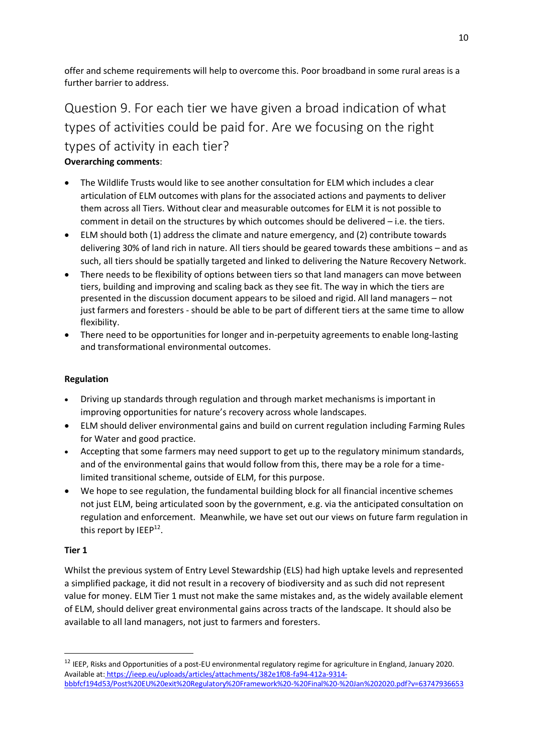offer and scheme requirements will help to overcome this. Poor broadband in some rural areas is a further barrier to address.

## Question 9. For each tier we have given a broad indication of what types of activities could be paid for. Are we focusing on the right types of activity in each tier?

**Overarching comments**:

- The Wildlife Trusts would like to see another consultation for ELM which includes a clear articulation of ELM outcomes with plans for the associated actions and payments to deliver them across all Tiers. Without clear and measurable outcomes for ELM it is not possible to comment in detail on the structures by which outcomes should be delivered – i.e. the tiers.
- ELM should both (1) address the climate and nature emergency, and (2) contribute towards delivering 30% of land rich in nature. All tiers should be geared towards these ambitions – and as such, all tiers should be spatially targeted and linked to delivering the Nature Recovery Network.
- There needs to be flexibility of options between tiers so that land managers can move between tiers, building and improving and scaling back as they see fit. The way in which the tiers are presented in the discussion document appears to be siloed and rigid. All land managers – not just farmers and foresters - should be able to be part of different tiers at the same time to allow flexibility.
- There need to be opportunities for longer and in-perpetuity agreements to enable long-lasting and transformational environmental outcomes.

**Regulation**

- Driving up standards through regulation and through market mechanisms is important in improving opportunities for nature's recovery across whole landscapes.
- ELM should deliver environmental gains and build on current regulation including Farming Rules for Water and good practice.
- Accepting that some farmers may need support to get up to the regulatory minimum standards, and of the environmental gains that would follow from this, there may be a role for a time-limited transitional scheme, outside of ELM, for this purpose.
- We hope to see regulation, the fundamental building block for all financial incentive schemes not just ELM, being articulated soon by the government, e.g. via the anticipated consultation on regulation and enforcement. Meanwhile, we have set out our views on future farm regulation in this report by IEEP[12].

**Tier 1**

Whilst the previous system of Entry Level Stewardship (ELS) had high uptake levels and represented a simplified package, it did not result in a recovery of biodiversity and as such did not represent value for money. ELM Tier 1 must not make the same mistakes and, as the widely available element of ELM, should deliver great environmental gains across tracts of the landscape. It should also be available to all land managers, not just to farmers and foresters.

[12] IEEP, Risks and Opportunities of a post-EU environmental regulatory regime for agriculture in England, January 2020. Available at: https://ieep.eu/uploads/articles/attachments/382e1f08-fa94-412a-9314-bbbfcf194d53/Post%20EU%20exit%20Regulatory%20Framework%20-%20Final%20-%20Jan%202020.pdf?v=63747936653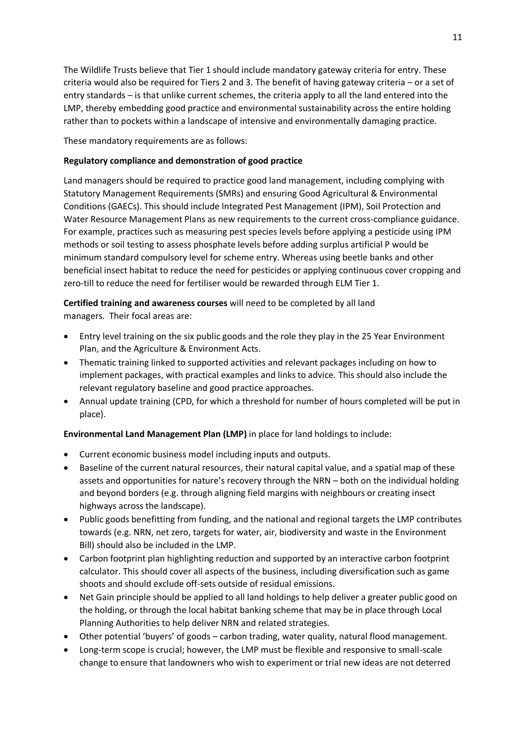The Wildlife Trusts believe that Tier 1 should include mandatory gateway criteria for entry. These criteria would also be required for Tiers 2 and 3. The benefit of having gateway criteria – or a set of entry standards – is that unlike current schemes, the criteria apply to all the land entered into the LMP, thereby embedding good practice and environmental sustainability across the entire holding rather than to pockets within a landscape of intensive and environmentally damaging practice.

These mandatory requirements are as follows:

**Regulatory compliance and demonstration of good practice**

Land managers should be required to practice good land management, including complying with Statutory Management Requirements (SMRs) and ensuring Good Agricultural & Environmental Conditions (GAECs). This should include Integrated Pest Management (IPM), Soil Protection and Water Resource Management Plans as new requirements to the current cross-compliance guidance. For example, practices such as measuring pest species levels before applying a pesticide using IPM methods or soil testing to assess phosphate levels before adding surplus artificial P would be minimum standard compulsory level for scheme entry. Whereas using beetle banks and other beneficial insect habitat to reduce the need for pesticides or applying continuous cover cropping and zero-till to reduce the need for fertiliser would be rewarded through ELM Tier 1.

**Certified training and awareness courses** will need to be completed by all land managers. Their focal areas are:

- Entry level training on the six public goods and the role they play in the 25 Year Environment Plan, and the Agriculture & Environment Acts.
- Thematic training linked to supported activities and relevant packages including on how to implement packages, with practical examples and links to advice. This should also include the relevant regulatory baseline and good practice approaches.
- Annual update training (CPD, for which a threshold for number of hours completed will be put in place).

**Environmental Land Management Plan (LMP)** in place for land holdings to include:

- Current economic business model including inputs and outputs.
- Baseline of the current natural resources, their natural capital value, and a spatial map of these assets and opportunities for nature's recovery through the NRN – both on the individual holding and beyond borders (e.g. through aligning field margins with neighbours or creating insect highways across the landscape).
- Public goods benefitting from funding, and the national and regional targets the LMP contributes towards (e.g. NRN, net zero, targets for water, air, biodiversity and waste in the Environment Bill) should also be included in the LMP.
- Carbon footprint plan highlighting reduction and supported by an interactive carbon footprint calculator. This should cover all aspects of the business, including diversification such as game shoots and should exclude off-sets outside of residual emissions.
- Net Gain principle should be applied to all land holdings to help deliver a greater public good on the holding, or through the local habitat banking scheme that may be in place through Local Planning Authorities to help deliver NRN and related strategies.
- Other potential 'buyers' of goods – carbon trading, water quality, natural flood management.
- Long-term scope is crucial; however, the LMP must be flexible and responsive to small-scale change to ensure that landowners who wish to experiment or trial new ideas are not deterred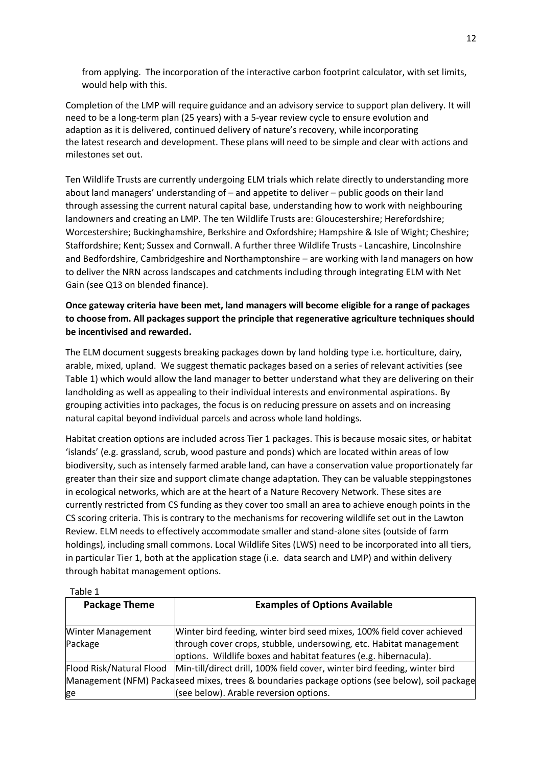from applying. The incorporation of the interactive carbon footprint calculator, with set limits, would help with this.

Completion of the LMP will require guidance and an advisory service to support plan delivery. It will need to be a long-term plan (25 years) with a 5-year review cycle to ensure evolution and adaption as it is delivered, continued delivery of nature's recovery, while incorporating the latest research and development. These plans will need to be simple and clear with actions and milestones set out.

Ten Wildlife Trusts are currently undergoing ELM trials which relate directly to understanding more about land managers' understanding of – and appetite to deliver – public goods on their land through assessing the current natural capital base, understanding how to work with neighbouring landowners and creating an LMP. The ten Wildlife Trusts are: Gloucestershire; Herefordshire; Worcestershire; Buckinghamshire, Berkshire and Oxfordshire; Hampshire & Isle of Wight; Cheshire; Staffordshire; Kent; Sussex and Cornwall. A further three Wildlife Trusts - Lancashire, Lincolnshire and Bedfordshire, Cambridgeshire and Northamptonshire – are working with land managers on how to deliver the NRN across landscapes and catchments including through integrating ELM with Net Gain (see Q13 on blended finance).

**Once gateway criteria have been met, land managers will become eligible for a range of packages to choose from. All packages support the principle that regenerative agriculture techniques should be incentivised and rewarded.**

The ELM document suggests breaking packages down by land holding type i.e. horticulture, dairy, arable, mixed, upland. We suggest thematic packages based on a series of relevant activities (see Table 1) which would allow the land manager to better understand what they are delivering on their landholding as well as appealing to their individual interests and environmental aspirations. By grouping activities into packages, the focus is on reducing pressure on assets and on increasing natural capital beyond individual parcels and across whole land holdings.

Habitat creation options are included across Tier 1 packages. This is because mosaic sites, or habitat 'islands' (e.g. grassland, scrub, wood pasture and ponds) which are located within areas of low biodiversity, such as intensely farmed arable land, can have a conservation value proportionately far greater than their size and support climate change adaptation. They can be valuable steppingstones in ecological networks, which are at the heart of a Nature Recovery Network. These sites are currently restricted from CS funding as they cover too small an area to achieve enough points in the CS scoring criteria. This is contrary to the mechanisms for recovering wildlife set out in the Lawton Review. ELM needs to effectively accommodate smaller and stand-alone sites (outside of farm holdings), including small commons. Local Wildlife Sites (LWS) need to be incorporated into all tiers, in particular Tier 1, both at the application stage (i.e. data search and LMP) and within delivery through habitat management options.

Table 1

| Package Theme | Examples of Options Available |
|---|---|
| Winter Management Package | Winter bird feeding, winter bird seed mixes, 100% field cover achieved through cover crops, stubble, undersowing, etc. Habitat management options. Wildlife boxes and habitat features (e.g. hibernacula). |
| Flood Risk/Natural Flood Management (NFM) Package | Min-till/direct drill, 100% field cover, winter bird feeding, winter bird seed mixes, trees & boundaries package options (see below), soil package (see below). Arable reversion options. |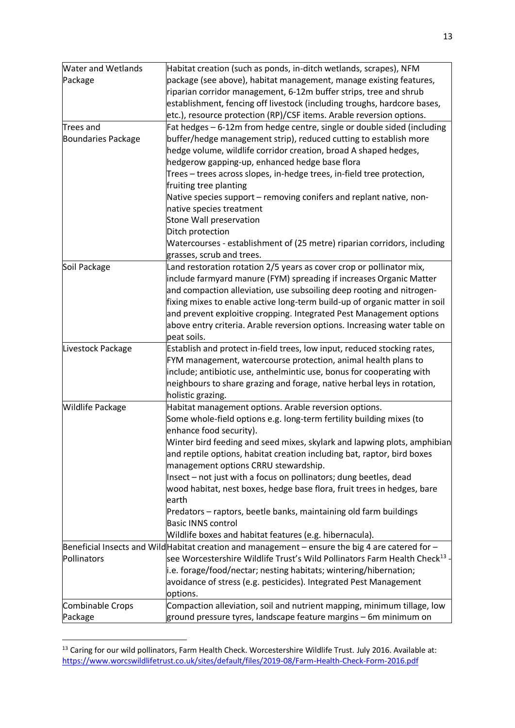| | |
|---|---|
| Water and Wetlands Package | Habitat creation (such as ponds, in-ditch wetlands, scrapes), NFM package (see above), habitat management, manage existing features, riparian corridor management, 6-12m buffer strips, tree and shrub establishment, fencing off livestock (including troughs, hardcore bases, etc.), resource protection (RP)/CSF items. Arable reversion options. |
| Trees and Boundaries Package | Fat hedges – 6-12m from hedge centre, single or double sided (including buffer/hedge management strip), reduced cutting to establish more hedge volume, wildlife corridor creation, broad A shaped hedges, hedgerow gapping-up, enhanced hedge base flora<br>Trees – trees across slopes, in-hedge trees, in-field tree protection, fruiting tree planting<br>Native species support – removing conifers and replant native, non-native species treatment<br>Stone Wall preservation<br>Ditch protection<br>Watercourses - establishment of (25 metre) riparian corridors, including grasses, scrub and trees. |
| Soil Package | Land restoration rotation 2/5 years as cover crop or pollinator mix, include farmyard manure (FYM) spreading if increases Organic Matter and compaction alleviation, use subsoiling deep rooting and nitrogen-fixing mixes to enable active long-term build-up of organic matter in soil and prevent exploitive cropping. Integrated Pest Management options above entry criteria. Arable reversion options. Increasing water table on peat soils. |
| Livestock Package | Establish and protect in-field trees, low input, reduced stocking rates, FYM management, watercourse protection, animal health plans to include; antibiotic use, anthelmintic use, bonus for cooperating with neighbours to share grazing and forage, native herbal leys in rotation, holistic grazing. |
| Wildlife Package | Habitat management options. Arable reversion options.<br>Some whole-field options e.g. long-term fertility building mixes (to enhance food security).<br>Winter bird feeding and seed mixes, skylark and lapwing plots, amphibian and reptile options, habitat creation including bat, raptor, bird boxes management options CRRU stewardship.<br>Insect – not just with a focus on pollinators; dung beetles, dead wood habitat, nest boxes, hedge base flora, fruit trees in hedges, bare earth<br>Predators – raptors, beetle banks, maintaining old farm buildings<br>Basic INNS control<br>Wildlife boxes and habitat features (e.g. hibernacula). |
| Beneficial Insects and Wild Pollinators | Habitat creation and management – ensure the big 4 are catered for – see Worcestershire Wildlife Trust's Wild Pollinators Farm Health Check[13] - i.e. forage/food/nectar; nesting habitats; wintering/hibernation; avoidance of stress (e.g. pesticides). Integrated Pest Management options. |
| Combinable Crops Package | Compaction alleviation, soil and nutrient mapping, minimum tillage, low ground pressure tyres, landscape feature margins – 6m minimum on |

[13] Caring for our wild pollinators, Farm Health Check. Worcestershire Wildlife Trust. July 2016. Available at: https://www.worcswildlifetrust.co.uk/sites/default/files/2019-08/Farm-Health-Check-Form-2016.pdf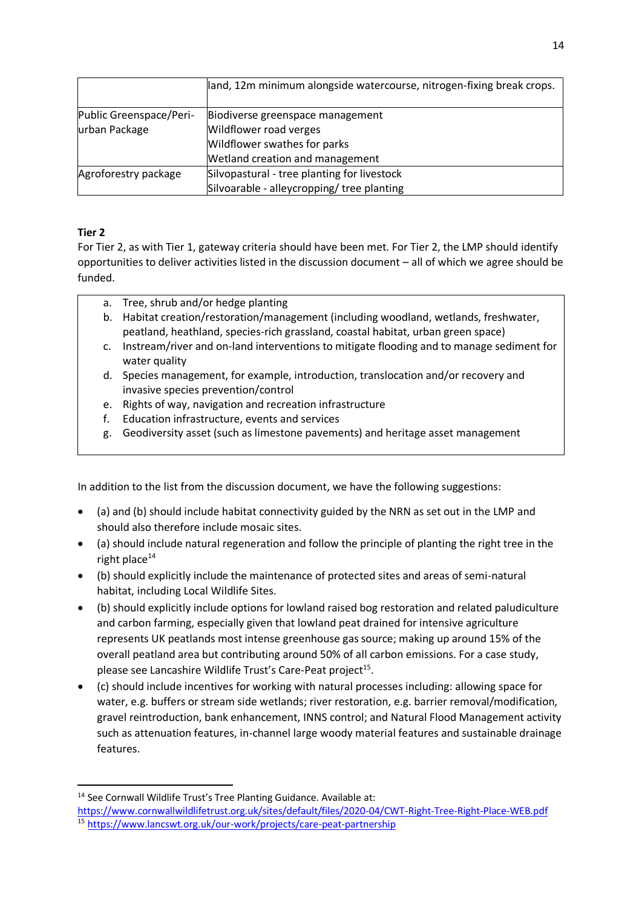|  |  |
| --- | --- |
|  | land, 12m minimum alongside watercourse, nitrogen-fixing break crops. |
| Public Greenspace/Peri-urban Package | Biodiverse greenspace management<br>Wildflower road verges<br>Wildflower swathes for parks<br>Wetland creation and management |
| Agroforestry package | Silvopastural - tree planting for livestock<br>Silvoarable - alleycropping/ tree planting |

**Tier 2**

For Tier 2, as with Tier 1, gateway criteria should have been met. For Tier 2, the LMP should identify opportunities to deliver activities listed in the discussion document – all of which we agree should be funded.

> a. Tree, shrub and/or hedge planting
> b. Habitat creation/restoration/management (including woodland, wetlands, freshwater, peatland, heathland, species-rich grassland, coastal habitat, urban green space)
> c. Instream/river and on-land interventions to mitigate flooding and to manage sediment for water quality
> d. Species management, for example, introduction, translocation and/or recovery and invasive species prevention/control
> e. Rights of way, navigation and recreation infrastructure
> f. Education infrastructure, events and services
> g. Geodiversity asset (such as limestone pavements) and heritage asset management

In addition to the list from the discussion document, we have the following suggestions:

- (a) and (b) should include habitat connectivity guided by the NRN as set out in the LMP and should also therefore include mosaic sites.
- (a) should include natural regeneration and follow the principle of planting the right tree in the right place[14]
- (b) should explicitly include the maintenance of protected sites and areas of semi-natural habitat, including Local Wildlife Sites.
- (b) should explicitly include options for lowland raised bog restoration and related paludiculture and carbon farming, especially given that lowland peat drained for intensive agriculture represents UK peatlands most intense greenhouse gas source; making up around 15% of the overall peatland area but contributing around 50% of all carbon emissions. For a case study, please see Lancashire Wildlife Trust's Care-Peat project[15].
- (c) should include incentives for working with natural processes including: allowing space for water, e.g. buffers or stream side wetlands; river restoration, e.g. barrier removal/modification, gravel reintroduction, bank enhancement, INNS control; and Natural Flood Management activity such as attenuation features, in-channel large woody material features and sustainable drainage features.

---

[14] See Cornwall Wildlife Trust's Tree Planting Guidance. Available at: https://www.cornwallwildlifetrust.org.uk/sites/default/files/2020-04/CWT-Right-Tree-Right-Place-WEB.pdf

[15] https://www.lancswt.org.uk/our-work/projects/care-peat-partnership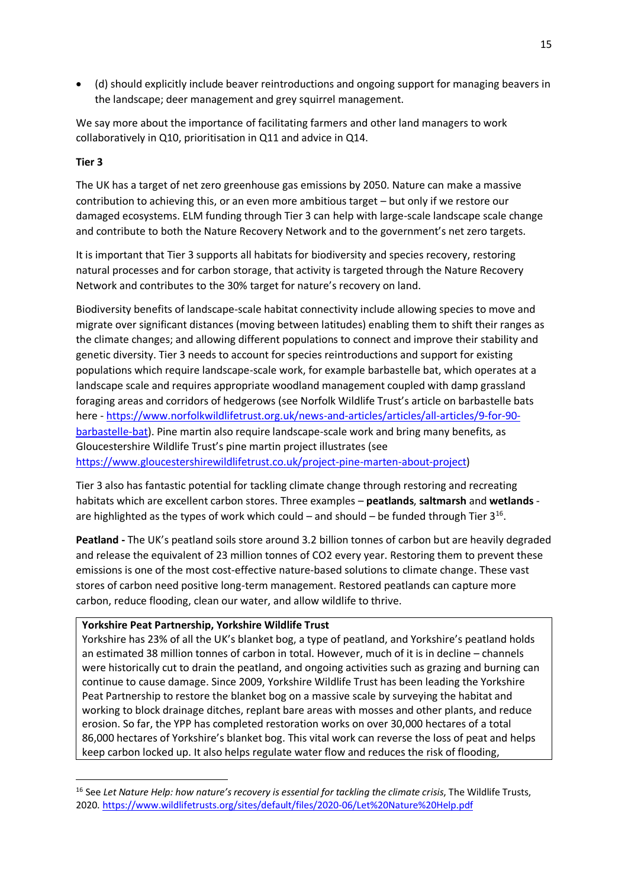- (d) should explicitly include beaver reintroductions and ongoing support for managing beavers in the landscape; deer management and grey squirrel management.

We say more about the importance of facilitating farmers and other land managers to work collaboratively in Q10, prioritisation in Q11 and advice in Q14.

**Tier 3**

The UK has a target of net zero greenhouse gas emissions by 2050. Nature can make a massive contribution to achieving this, or an even more ambitious target – but only if we restore our damaged ecosystems. ELM funding through Tier 3 can help with large-scale landscape scale change and contribute to both the Nature Recovery Network and to the government's net zero targets.

It is important that Tier 3 supports all habitats for biodiversity and species recovery, restoring natural processes and for carbon storage, that activity is targeted through the Nature Recovery Network and contributes to the 30% target for nature's recovery on land.

Biodiversity benefits of landscape-scale habitat connectivity include allowing species to move and migrate over significant distances (moving between latitudes) enabling them to shift their ranges as the climate changes; and allowing different populations to connect and improve their stability and genetic diversity. Tier 3 needs to account for species reintroductions and support for existing populations which require landscape-scale work, for example barbastelle bat, which operates at a landscape scale and requires appropriate woodland management coupled with damp grassland foraging areas and corridors of hedgerows (see Norfolk Wildlife Trust's article on barbastelle bats here - https://www.norfolkwildlifetrust.org.uk/news-and-articles/articles/all-articles/9-for-90-barbastelle-bat). Pine martin also require landscape-scale work and bring many benefits, as Gloucestershire Wildlife Trust's pine martin project illustrates (see https://www.gloucestershirewildlifetrust.co.uk/project-pine-marten-about-project)

Tier 3 also has fantastic potential for tackling climate change through restoring and recreating habitats which are excellent carbon stores. Three examples – **peatlands**, **saltmarsh** and **wetlands** - are highlighted as the types of work which could – and should – be funded through Tier 3[16].

**Peatland -** The UK's peatland soils store around 3.2 billion tonnes of carbon but are heavily degraded and release the equivalent of 23 million tonnes of CO2 every year. Restoring them to prevent these emissions is one of the most cost-effective nature-based solutions to climate change. These vast stores of carbon need positive long-term management. Restored peatlands can capture more carbon, reduce flooding, clean our water, and allow wildlife to thrive.

> **Yorkshire Peat Partnership, Yorkshire Wildlife Trust**
> Yorkshire has 23% of all the UK's blanket bog, a type of peatland, and Yorkshire's peatland holds an estimated 38 million tonnes of carbon in total. However, much of it is in decline – channels were historically cut to drain the peatland, and ongoing activities such as grazing and burning can continue to cause damage. Since 2009, Yorkshire Wildlife Trust has been leading the Yorkshire Peat Partnership to restore the blanket bog on a massive scale by surveying the habitat and working to block drainage ditches, replant bare areas with mosses and other plants, and reduce erosion. So far, the YPP has completed restoration works on over 30,000 hectares of a total 86,000 hectares of Yorkshire's blanket bog. This vital work can reverse the loss of peat and helps keep carbon locked up. It also helps regulate water flow and reduces the risk of flooding,

[16] See *Let Nature Help: how nature's recovery is essential for tackling the climate crisis*, The Wildlife Trusts, 2020. https://www.wildlifetrusts.org/sites/default/files/2020-06/Let%20Nature%20Help.pdf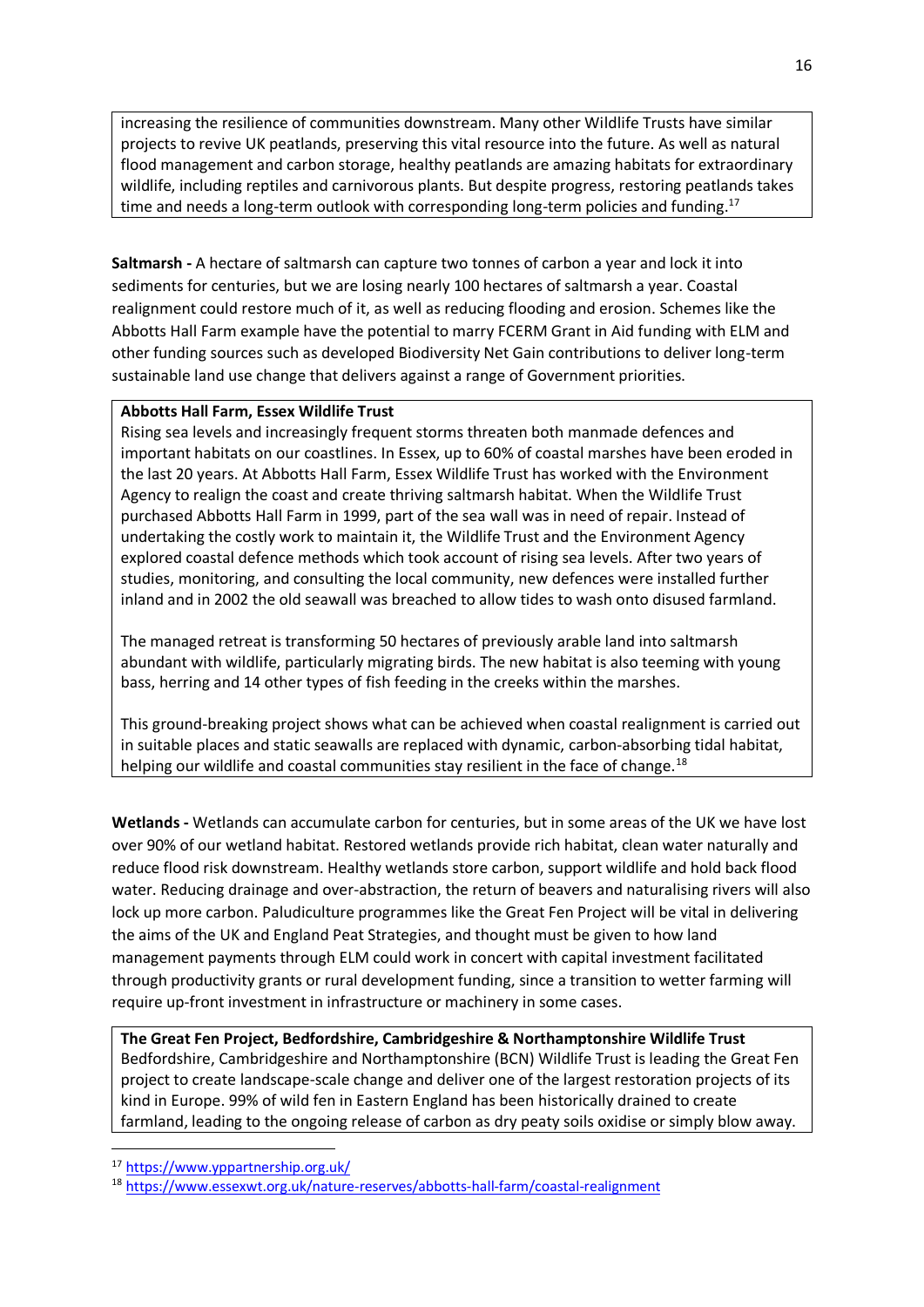increasing the resilience of communities downstream. Many other Wildlife Trusts have similar projects to revive UK peatlands, preserving this vital resource into the future. As well as natural flood management and carbon storage, healthy peatlands are amazing habitats for extraordinary wildlife, including reptiles and carnivorous plants. But despite progress, restoring peatlands takes time and needs a long-term outlook with corresponding long-term policies and funding.[17]

**Saltmarsh -** A hectare of saltmarsh can capture two tonnes of carbon a year and lock it into sediments for centuries, but we are losing nearly 100 hectares of saltmarsh a year. Coastal realignment could restore much of it, as well as reducing flooding and erosion. Schemes like the Abbotts Hall Farm example have the potential to marry FCERM Grant in Aid funding with ELM and other funding sources such as developed Biodiversity Net Gain contributions to deliver long-term sustainable land use change that delivers against a range of Government priorities.

**Abbotts Hall Farm, Essex Wildlife Trust**

Rising sea levels and increasingly frequent storms threaten both manmade defences and important habitats on our coastlines. In Essex, up to 60% of coastal marshes have been eroded in the last 20 years. At Abbotts Hall Farm, Essex Wildlife Trust has worked with the Environment Agency to realign the coast and create thriving saltmarsh habitat. When the Wildlife Trust purchased Abbotts Hall Farm in 1999, part of the sea wall was in need of repair. Instead of undertaking the costly work to maintain it, the Wildlife Trust and the Environment Agency explored coastal defence methods which took account of rising sea levels. After two years of studies, monitoring, and consulting the local community, new defences were installed further inland and in 2002 the old seawall was breached to allow tides to wash onto disused farmland.

The managed retreat is transforming 50 hectares of previously arable land into saltmarsh abundant with wildlife, particularly migrating birds. The new habitat is also teeming with young bass, herring and 14 other types of fish feeding in the creeks within the marshes.

This ground-breaking project shows what can be achieved when coastal realignment is carried out in suitable places and static seawalls are replaced with dynamic, carbon-absorbing tidal habitat, helping our wildlife and coastal communities stay resilient in the face of change.[18]

**Wetlands -** Wetlands can accumulate carbon for centuries, but in some areas of the UK we have lost over 90% of our wetland habitat. Restored wetlands provide rich habitat, clean water naturally and reduce flood risk downstream. Healthy wetlands store carbon, support wildlife and hold back flood water. Reducing drainage and over-abstraction, the return of beavers and naturalising rivers will also lock up more carbon. Paludiculture programmes like the Great Fen Project will be vital in delivering the aims of the UK and England Peat Strategies, and thought must be given to how land management payments through ELM could work in concert with capital investment facilitated through productivity grants or rural development funding, since a transition to wetter farming will require up-front investment in infrastructure or machinery in some cases.

**The Great Fen Project, Bedfordshire, Cambridgeshire & Northamptonshire Wildlife Trust**

Bedfordshire, Cambridgeshire and Northamptonshire (BCN) Wildlife Trust is leading the Great Fen project to create landscape-scale change and deliver one of the largest restoration projects of its kind in Europe. 99% of wild fen in Eastern England has been historically drained to create farmland, leading to the ongoing release of carbon as dry peaty soils oxidise or simply blow away.

[17] https://www.yppartnership.org.uk/

[18] https://www.essexwt.org.uk/nature-reserves/abbotts-hall-farm/coastal-realignment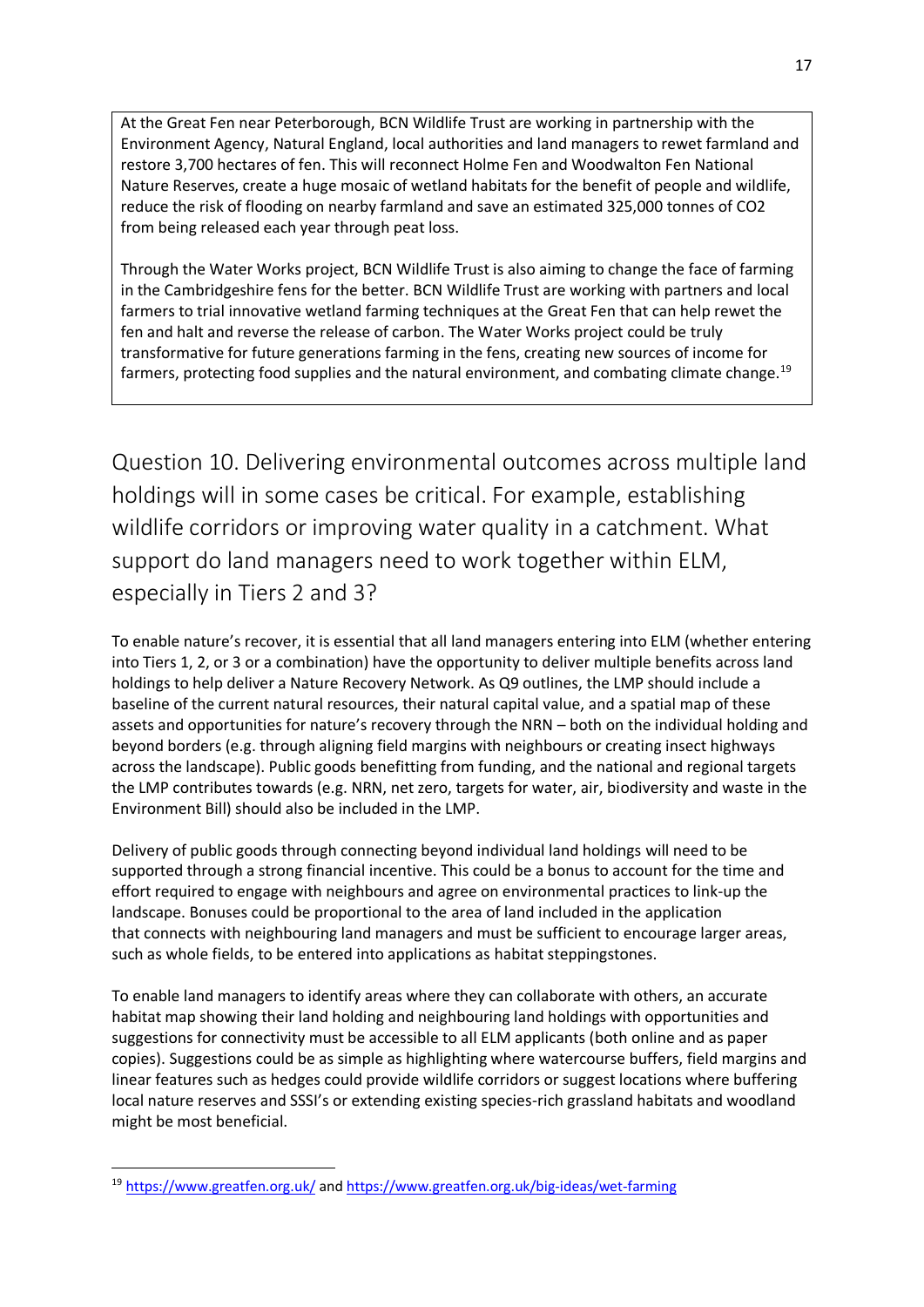At the Great Fen near Peterborough, BCN Wildlife Trust are working in partnership with the Environment Agency, Natural England, local authorities and land managers to rewet farmland and restore 3,700 hectares of fen. This will reconnect Holme Fen and Woodwalton Fen National Nature Reserves, create a huge mosaic of wetland habitats for the benefit of people and wildlife, reduce the risk of flooding on nearby farmland and save an estimated 325,000 tonnes of $CO_2$ from being released each year through peat loss.

Through the Water Works project, BCN Wildlife Trust is also aiming to change the face of farming in the Cambridgeshire fens for the better. BCN Wildlife Trust are working with partners and local farmers to trial innovative wetland farming techniques at the Great Fen that can help rewet the fen and halt and reverse the release of carbon. The Water Works project could be truly transformative for future generations farming in the fens, creating new sources of income for farmers, protecting food supplies and the natural environment, and combating climate change.[19]

## Question 10. Delivering environmental outcomes across multiple land holdings will in some cases be critical. For example, establishing wildlife corridors or improving water quality in a catchment. What support do land managers need to work together within ELM, especially in Tiers 2 and 3?

To enable nature's recover, it is essential that all land managers entering into ELM (whether entering into Tiers 1, 2, or 3 or a combination) have the opportunity to deliver multiple benefits across land holdings to help deliver a Nature Recovery Network. As Q9 outlines, the LMP should include a baseline of the current natural resources, their natural capital value, and a spatial map of these assets and opportunities for nature's recovery through the NRN – both on the individual holding and beyond borders (e.g. through aligning field margins with neighbours or creating insect highways across the landscape). Public goods benefitting from funding, and the national and regional targets the LMP contributes towards (e.g. NRN, net zero, targets for water, air, biodiversity and waste in the Environment Bill) should also be included in the LMP.

Delivery of public goods through connecting beyond individual land holdings will need to be supported through a strong financial incentive. This could be a bonus to account for the time and effort required to engage with neighbours and agree on environmental practices to link-up the landscape. Bonuses could be proportional to the area of land included in the application that connects with neighbouring land managers and must be sufficient to encourage larger areas, such as whole fields, to be entered into applications as habitat steppingstones.

To enable land managers to identify areas where they can collaborate with others, an accurate habitat map showing their land holding and neighbouring land holdings with opportunities and suggestions for connectivity must be accessible to all ELM applicants (both online and as paper copies). Suggestions could be as simple as highlighting where watercourse buffers, field margins and linear features such as hedges could provide wildlife corridors or suggest locations where buffering local nature reserves and SSSI's or extending existing species-rich grassland habitats and woodland might be most beneficial.

---

[19] https://www.greatfen.org.uk/ and https://www.greatfen.org.uk/big-ideas/wet-farming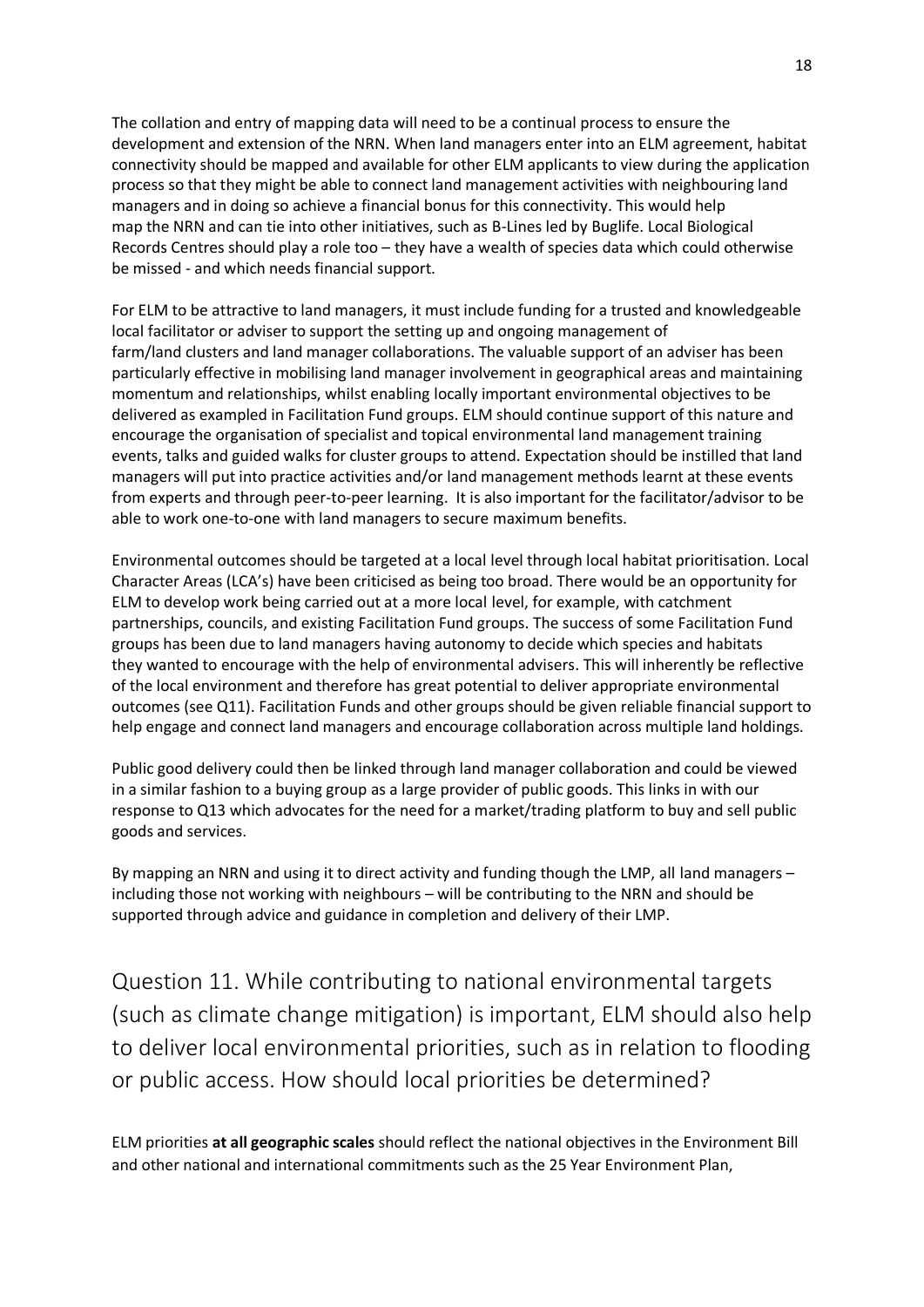The collation and entry of mapping data will need to be a continual process to ensure the development and extension of the NRN. When land managers enter into an ELM agreement, habitat connectivity should be mapped and available for other ELM applicants to view during the application process so that they might be able to connect land management activities with neighbouring land managers and in doing so achieve a financial bonus for this connectivity. This would help map the NRN and can tie into other initiatives, such as B-Lines led by Buglife. Local Biological Records Centres should play a role too – they have a wealth of species data which could otherwise be missed - and which needs financial support.

For ELM to be attractive to land managers, it must include funding for a trusted and knowledgeable local facilitator or adviser to support the setting up and ongoing management of farm/land clusters and land manager collaborations. The valuable support of an adviser has been particularly effective in mobilising land manager involvement in geographical areas and maintaining momentum and relationships, whilst enabling locally important environmental objectives to be delivered as exampled in Facilitation Fund groups. ELM should continue support of this nature and encourage the organisation of specialist and topical environmental land management training events, talks and guided walks for cluster groups to attend. Expectation should be instilled that land managers will put into practice activities and/or land management methods learnt at these events from experts and through peer-to-peer learning. It is also important for the facilitator/advisor to be able to work one-to-one with land managers to secure maximum benefits.

Environmental outcomes should be targeted at a local level through local habitat prioritisation. Local Character Areas (LCA's) have been criticised as being too broad. There would be an opportunity for ELM to develop work being carried out at a more local level, for example, with catchment partnerships, councils, and existing Facilitation Fund groups. The success of some Facilitation Fund groups has been due to land managers having autonomy to decide which species and habitats they wanted to encourage with the help of environmental advisers. This will inherently be reflective of the local environment and therefore has great potential to deliver appropriate environmental outcomes (see Q11). Facilitation Funds and other groups should be given reliable financial support to help engage and connect land managers and encourage collaboration across multiple land holdings.

Public good delivery could then be linked through land manager collaboration and could be viewed in a similar fashion to a buying group as a large provider of public goods. This links in with our response to Q13 which advocates for the need for a market/trading platform to buy and sell public goods and services.

By mapping an NRN and using it to direct activity and funding though the LMP, all land managers – including those not working with neighbours – will be contributing to the NRN and should be supported through advice and guidance in completion and delivery of their LMP.

## Question 11. While contributing to national environmental targets (such as climate change mitigation) is important, ELM should also help to deliver local environmental priorities, such as in relation to flooding or public access. How should local priorities be determined?

ELM priorities **at all geographic scales** should reflect the national objectives in the Environment Bill and other national and international commitments such as the 25 Year Environment Plan,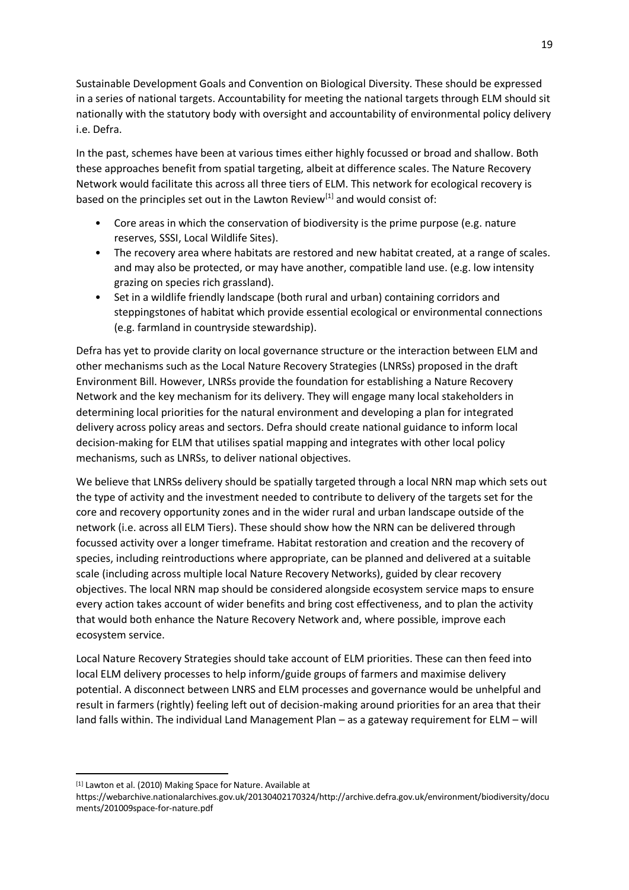Sustainable Development Goals and Convention on Biological Diversity. These should be expressed in a series of national targets. Accountability for meeting the national targets through ELM should sit nationally with the statutory body with oversight and accountability of environmental policy delivery i.e. Defra.

In the past, schemes have been at various times either highly focussed or broad and shallow. Both these approaches benefit from spatial targeting, albeit at difference scales. The Nature Recovery Network would facilitate this across all three tiers of ELM. This network for ecological recovery is based on the principles set out in the Lawton Review[1] and would consist of:

- Core areas in which the conservation of biodiversity is the prime purpose (e.g. nature reserves, SSSI, Local Wildlife Sites).
- The recovery area where habitats are restored and new habitat created, at a range of scales. and may also be protected, or may have another, compatible land use. (e.g. low intensity grazing on species rich grassland).
- Set in a wildlife friendly landscape (both rural and urban) containing corridors and steppingstones of habitat which provide essential ecological or environmental connections (e.g. farmland in countryside stewardship).

Defra has yet to provide clarity on local governance structure or the interaction between ELM and other mechanisms such as the Local Nature Recovery Strategies (LNRSs) proposed in the draft Environment Bill. However, LNRSs provide the foundation for establishing a Nature Recovery Network and the key mechanism for its delivery. They will engage many local stakeholders in determining local priorities for the natural environment and developing a plan for integrated delivery across policy areas and sectors. Defra should create national guidance to inform local decision-making for ELM that utilises spatial mapping and integrates with other local policy mechanisms, such as LNRSs, to deliver national objectives.

We believe that LNRS~~s~~ delivery should be spatially targeted through a local NRN map which sets out the type of activity and the investment needed to contribute to delivery of the targets set for the core and recovery opportunity zones and in the wider rural and urban landscape outside of the network (i.e. across all ELM Tiers). These should show how the NRN can be delivered through focussed activity over a longer timeframe. Habitat restoration and creation and the recovery of species, including reintroductions where appropriate, can be planned and delivered at a suitable scale (including across multiple local Nature Recovery Networks), guided by clear recovery objectives. The local NRN map should be considered alongside ecosystem service maps to ensure every action takes account of wider benefits and bring cost effectiveness, and to plan the activity that would both enhance the Nature Recovery Network and, where possible, improve each ecosystem service.

Local Nature Recovery Strategies should take account of ELM priorities. These can then feed into local ELM delivery processes to help inform/guide groups of farmers and maximise delivery potential. A disconnect between LNRS and ELM processes and governance would be unhelpful and result in farmers (rightly) feeling left out of decision-making around priorities for an area that their land falls within. The individual Land Management Plan – as a gateway requirement for ELM – will

---

[1] Lawton et al. (2010) Making Space for Nature. Available at https://webarchive.nationalarchives.gov.uk/20130402170324/http://archive.defra.gov.uk/environment/biodiversity/documents/201009space-for-nature.pdf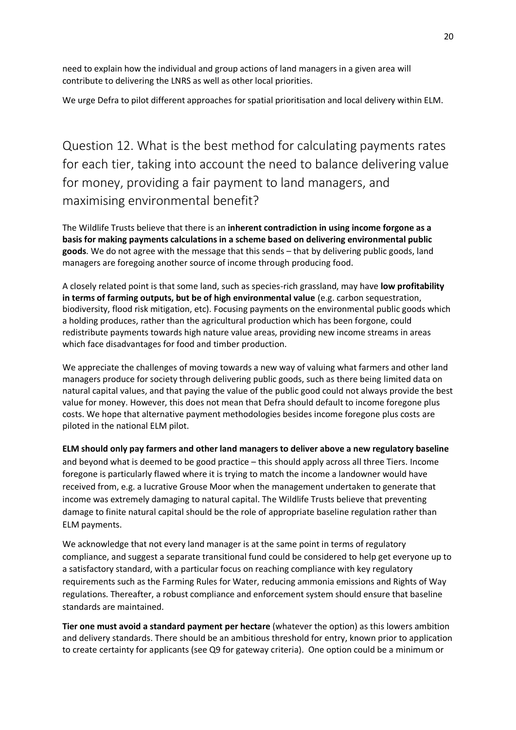need to explain how the individual and group actions of land managers in a given area will contribute to delivering the LNRS as well as other local priorities.

We urge Defra to pilot different approaches for spatial prioritisation and local delivery within ELM.

## Question 12. What is the best method for calculating payments rates for each tier, taking into account the need to balance delivering value for money, providing a fair payment to land managers, and maximising environmental benefit?

The Wildlife Trusts believe that there is an **inherent contradiction in using income forgone as a basis for making payments calculations in a scheme based on delivering environmental public goods**. We do not agree with the message that this sends – that by delivering public goods, land managers are foregoing another source of income through producing food.

A closely related point is that some land, such as species-rich grassland, may have **low profitability in terms of farming outputs, but be of high environmental value** (e.g. carbon sequestration, biodiversity, flood risk mitigation, etc). Focusing payments on the environmental public goods which a holding produces, rather than the agricultural production which has been forgone, could redistribute payments towards high nature value areas, providing new income streams in areas which face disadvantages for food and timber production.

We appreciate the challenges of moving towards a new way of valuing what farmers and other land managers produce for society through delivering public goods, such as there being limited data on natural capital values, and that paying the value of the public good could not always provide the best value for money. However, this does not mean that Defra should default to income foregone plus costs. We hope that alternative payment methodologies besides income foregone plus costs are piloted in the national ELM pilot.

**ELM should only pay farmers and other land managers to deliver above a new regulatory baseline** and beyond what is deemed to be good practice – this should apply across all three Tiers. Income foregone is particularly flawed where it is trying to match the income a landowner would have received from, e.g. a lucrative Grouse Moor when the management undertaken to generate that income was extremely damaging to natural capital. The Wildlife Trusts believe that preventing damage to finite natural capital should be the role of appropriate baseline regulation rather than ELM payments.

We acknowledge that not every land manager is at the same point in terms of regulatory compliance, and suggest a separate transitional fund could be considered to help get everyone up to a satisfactory standard, with a particular focus on reaching compliance with key regulatory requirements such as the Farming Rules for Water, reducing ammonia emissions and Rights of Way regulations. Thereafter, a robust compliance and enforcement system should ensure that baseline standards are maintained.

**Tier one must avoid a standard payment per hectare** (whatever the option) as this lowers ambition and delivery standards. There should be an ambitious threshold for entry, known prior to application to create certainty for applicants (see Q9 for gateway criteria). One option could be a minimum or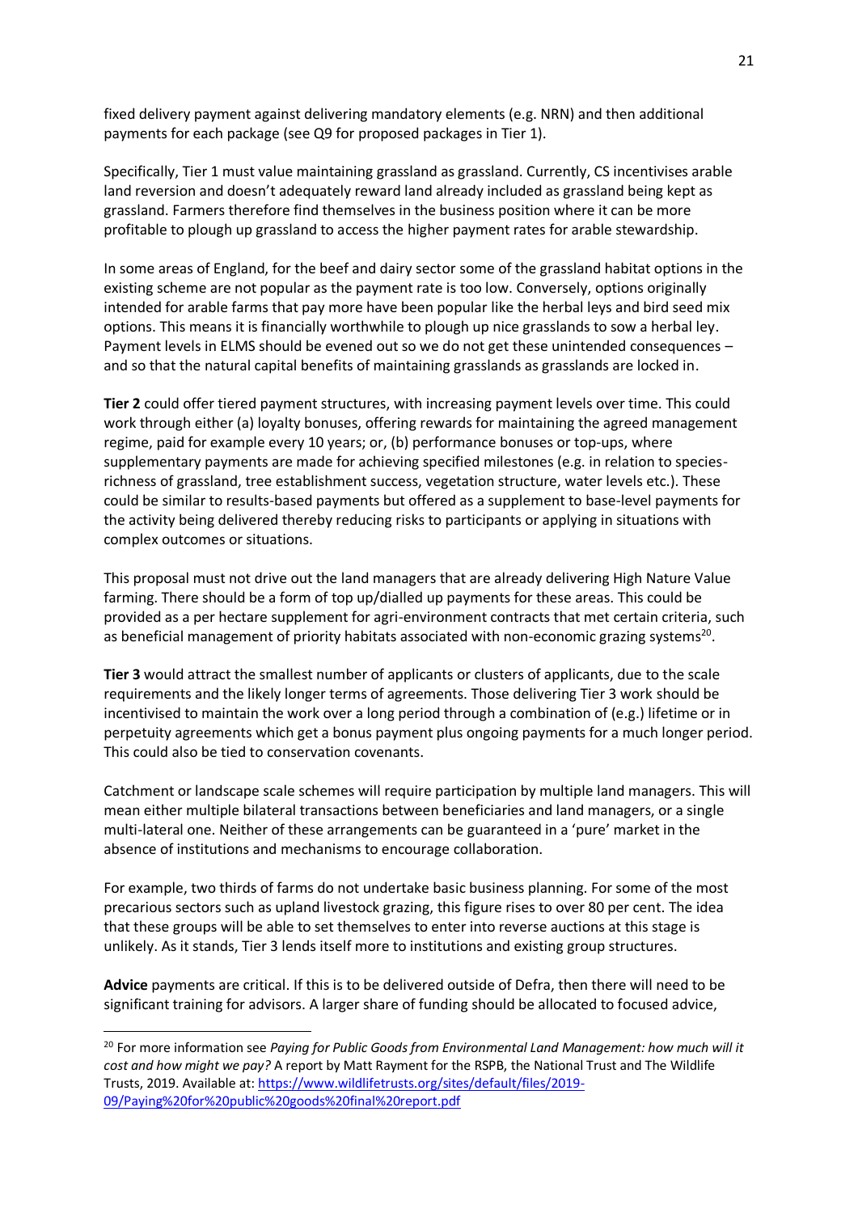fixed delivery payment against delivering mandatory elements (e.g. NRN) and then additional payments for each package (see Q9 for proposed packages in Tier 1).

Specifically, Tier 1 must value maintaining grassland as grassland. Currently, CS incentivises arable land reversion and doesn't adequately reward land already included as grassland being kept as grassland. Farmers therefore find themselves in the business position where it can be more profitable to plough up grassland to access the higher payment rates for arable stewardship.

In some areas of England, for the beef and dairy sector some of the grassland habitat options in the existing scheme are not popular as the payment rate is too low. Conversely, options originally intended for arable farms that pay more have been popular like the herbal leys and bird seed mix options. This means it is financially worthwhile to plough up nice grasslands to sow a herbal ley. Payment levels in ELMS should be evened out so we do not get these unintended consequences – and so that the natural capital benefits of maintaining grasslands as grasslands are locked in.

**Tier 2** could offer tiered payment structures, with increasing payment levels over time. This could work through either (a) loyalty bonuses, offering rewards for maintaining the agreed management regime, paid for example every 10 years; or, (b) performance bonuses or top-ups, where supplementary payments are made for achieving specified milestones (e.g. in relation to species-richness of grassland, tree establishment success, vegetation structure, water levels etc.). These could be similar to results-based payments but offered as a supplement to base-level payments for the activity being delivered thereby reducing risks to participants or applying in situations with complex outcomes or situations.

This proposal must not drive out the land managers that are already delivering High Nature Value farming. There should be a form of top up/dialled up payments for these areas. This could be provided as a per hectare supplement for agri-environment contracts that met certain criteria, such as beneficial management of priority habitats associated with non-economic grazing systems[20].

**Tier 3** would attract the smallest number of applicants or clusters of applicants, due to the scale requirements and the likely longer terms of agreements. Those delivering Tier 3 work should be incentivised to maintain the work over a long period through a combination of (e.g.) lifetime or in perpetuity agreements which get a bonus payment plus ongoing payments for a much longer period. This could also be tied to conservation covenants.

Catchment or landscape scale schemes will require participation by multiple land managers. This will mean either multiple bilateral transactions between beneficiaries and land managers, or a single multi-lateral one. Neither of these arrangements can be guaranteed in a 'pure' market in the absence of institutions and mechanisms to encourage collaboration.

For example, two thirds of farms do not undertake basic business planning. For some of the most precarious sectors such as upland livestock grazing, this figure rises to over 80 per cent. The idea that these groups will be able to set themselves to enter into reverse auctions at this stage is unlikely. As it stands, Tier 3 lends itself more to institutions and existing group structures.

**Advice** payments are critical. If this is to be delivered outside of Defra, then there will need to be significant training for advisors. A larger share of funding should be allocated to focused advice,

---

[20] For more information see *Paying for Public Goods from Environmental Land Management: how much will it cost and how might we pay?* A report by Matt Rayment for the RSPB, the National Trust and The Wildlife Trusts, 2019. Available at: https://www.wildlifetrusts.org/sites/default/files/2019-09/Paying%20for%20public%20goods%20final%20report.pdf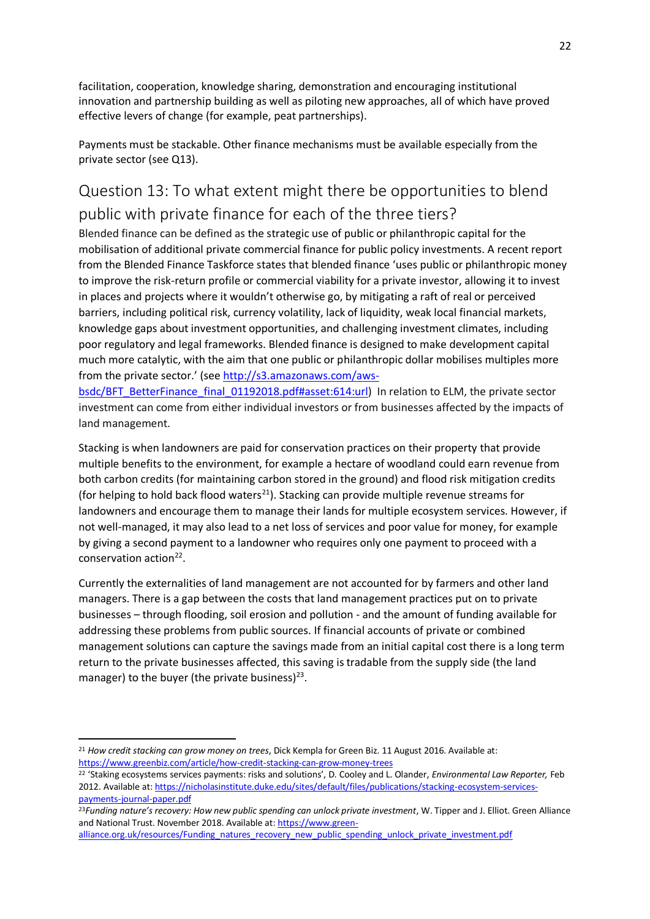facilitation, cooperation, knowledge sharing, demonstration and encouraging institutional innovation and partnership building as well as piloting new approaches, all of which have proved effective levers of change (for example, peat partnerships).

Payments must be stackable. Other finance mechanisms must be available especially from the private sector (see Q13).

## Question 13: To what extent might there be opportunities to blend public with private finance for each of the three tiers?

Blended finance can be defined as the strategic use of public or philanthropic capital for the mobilisation of additional private commercial finance for public policy investments. A recent report from the Blended Finance Taskforce states that blended finance 'uses public or philanthropic money to improve the risk-return profile or commercial viability for a private investor, allowing it to invest in places and projects where it wouldn't otherwise go, by mitigating a raft of real or perceived barriers, including political risk, currency volatility, lack of liquidity, weak local financial markets, knowledge gaps about investment opportunities, and challenging investment climates, including poor regulatory and legal frameworks. Blended finance is designed to make development capital much more catalytic, with the aim that one public or philanthropic dollar mobilises multiples more from the private sector.' (see http://s3.amazonaws.com/aws-bsdc/BFT_BetterFinance_final_01192018.pdf#asset:614:url) In relation to ELM, the private sector investment can come from either individual investors or from businesses affected by the impacts of land management.

Stacking is when landowners are paid for conservation practices on their property that provide multiple benefits to the environment, for example a hectare of woodland could earn revenue from both carbon credits (for maintaining carbon stored in the ground) and flood risk mitigation credits (for helping to hold back flood waters[21]). Stacking can provide multiple revenue streams for landowners and encourage them to manage their lands for multiple ecosystem services. However, if not well-managed, it may also lead to a net loss of services and poor value for money, for example by giving a second payment to a landowner who requires only one payment to proceed with a conservation action[22].

Currently the externalities of land management are not accounted for by farmers and other land managers. There is a gap between the costs that land management practices put on to private businesses – through flooding, soil erosion and pollution - and the amount of funding available for addressing these problems from public sources. If financial accounts of private or combined management solutions can capture the savings made from an initial capital cost there is a long term return to the private businesses affected, this saving is tradable from the supply side (the land manager) to the buyer (the private business)[23].

---

[21] *How credit stacking can grow money on trees*, Dick Kempla for Green Biz. 11 August 2016. Available at: https://www.greenbiz.com/article/how-credit-stacking-can-grow-money-trees

[22] 'Staking ecosystems services payments: risks and solutions', D. Cooley and L. Olander, *Environmental Law Reporter,* Feb 2012. Available at: https://nicholasinstitute.duke.edu/sites/default/files/publications/stacking-ecosystem-services-payments-journal-paper.pdf

[23] *Funding nature's recovery: How new public spending can unlock private investment*, W. Tipper and J. Elliot. Green Alliance and National Trust. November 2018. Available at: https://www.green-alliance.org.uk/resources/Funding_natures_recovery_new_public_spending_unlock_private_investment.pdf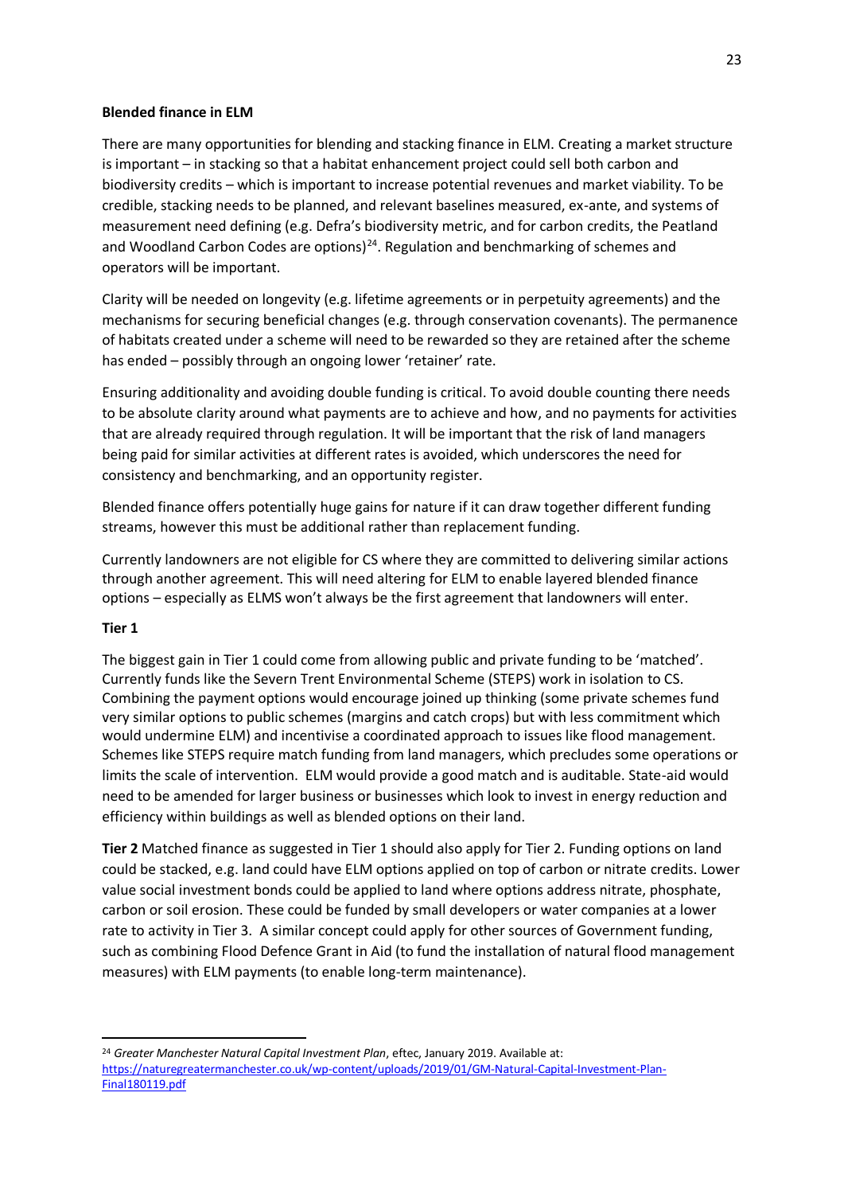**Blended finance in ELM**

There are many opportunities for blending and stacking finance in ELM. Creating a market structure is important – in stacking so that a habitat enhancement project could sell both carbon and biodiversity credits – which is important to increase potential revenues and market viability. To be credible, stacking needs to be planned, and relevant baselines measured, ex-ante, and systems of measurement need defining (e.g. Defra's biodiversity metric, and for carbon credits, the Peatland and Woodland Carbon Codes are options)[24]. Regulation and benchmarking of schemes and operators will be important.

Clarity will be needed on longevity (e.g. lifetime agreements or in perpetuity agreements) and the mechanisms for securing beneficial changes (e.g. through conservation covenants). The permanence of habitats created under a scheme will need to be rewarded so they are retained after the scheme has ended – possibly through an ongoing lower 'retainer' rate.

Ensuring additionality and avoiding double funding is critical. To avoid double counting there needs to be absolute clarity around what payments are to achieve and how, and no payments for activities that are already required through regulation. It will be important that the risk of land managers being paid for similar activities at different rates is avoided, which underscores the need for consistency and benchmarking, and an opportunity register.

Blended finance offers potentially huge gains for nature if it can draw together different funding streams, however this must be additional rather than replacement funding.

Currently landowners are not eligible for CS where they are committed to delivering similar actions through another agreement. This will need altering for ELM to enable layered blended finance options – especially as ELMS won't always be the first agreement that landowners will enter.

**Tier 1**

The biggest gain in Tier 1 could come from allowing public and private funding to be 'matched'. Currently funds like the Severn Trent Environmental Scheme (STEPS) work in isolation to CS. Combining the payment options would encourage joined up thinking (some private schemes fund very similar options to public schemes (margins and catch crops) but with less commitment which would undermine ELM) and incentivise a coordinated approach to issues like flood management. Schemes like STEPS require match funding from land managers, which precludes some operations or limits the scale of intervention. ELM would provide a good match and is auditable. State-aid would need to be amended for larger business or businesses which look to invest in energy reduction and efficiency within buildings as well as blended options on their land.

**Tier 2** Matched finance as suggested in Tier 1 should also apply for Tier 2. Funding options on land could be stacked, e.g. land could have ELM options applied on top of carbon or nitrate credits. Lower value social investment bonds could be applied to land where options address nitrate, phosphate, carbon or soil erosion. These could be funded by small developers or water companies at a lower rate to activity in Tier 3. A similar concept could apply for other sources of Government funding, such as combining Flood Defence Grant in Aid (to fund the installation of natural flood management measures) with ELM payments (to enable long-term maintenance).

---

[24] *Greater Manchester Natural Capital Investment Plan*, eftec, January 2019. Available at: https://naturegreatermanchester.co.uk/wp-content/uploads/2019/01/GM-Natural-Capital-Investment-Plan-Final180119.pdf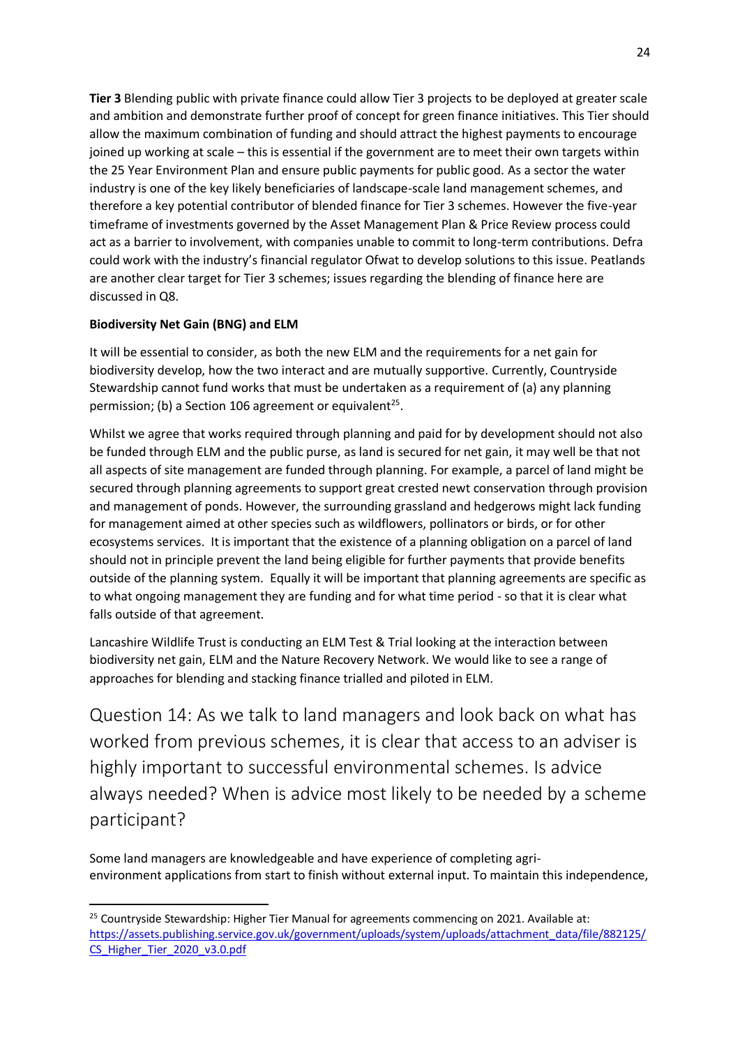**Tier 3** Blending public with private finance could allow Tier 3 projects to be deployed at greater scale and ambition and demonstrate further proof of concept for green finance initiatives. This Tier should allow the maximum combination of funding and should attract the highest payments to encourage joined up working at scale – this is essential if the government are to meet their own targets within the 25 Year Environment Plan and ensure public payments for public good. As a sector the water industry is one of the key likely beneficiaries of landscape-scale land management schemes, and therefore a key potential contributor of blended finance for Tier 3 schemes. However the five-year timeframe of investments governed by the Asset Management Plan & Price Review process could act as a barrier to involvement, with companies unable to commit to long-term contributions. Defra could work with the industry's financial regulator Ofwat to develop solutions to this issue. Peatlands are another clear target for Tier 3 schemes; issues regarding the blending of finance here are discussed in Q8.

**Biodiversity Net Gain (BNG) and ELM**

It will be essential to consider, as both the new ELM and the requirements for a net gain for biodiversity develop, how the two interact and are mutually supportive. Currently, Countryside Stewardship cannot fund works that must be undertaken as a requirement of (a) any planning permission; (b) a Section 106 agreement or equivalent[25].

Whilst we agree that works required through planning and paid for by development should not also be funded through ELM and the public purse, as land is secured for net gain, it may well be that not all aspects of site management are funded through planning. For example, a parcel of land might be secured through planning agreements to support great crested newt conservation through provision and management of ponds. However, the surrounding grassland and hedgerows might lack funding for management aimed at other species such as wildflowers, pollinators or birds, or for other ecosystems services. It is important that the existence of a planning obligation on a parcel of land should not in principle prevent the land being eligible for further payments that provide benefits outside of the planning system. Equally it will be important that planning agreements are specific as to what ongoing management they are funding and for what time period - so that it is clear what falls outside of that agreement.

Lancashire Wildlife Trust is conducting an ELM Test & Trial looking at the interaction between biodiversity net gain, ELM and the Nature Recovery Network. We would like to see a range of approaches for blending and stacking finance trialled and piloted in ELM.

## Question 14: As we talk to land managers and look back on what has worked from previous schemes, it is clear that access to an adviser is highly important to successful environmental schemes. Is advice always needed? When is advice most likely to be needed by a scheme participant?

Some land managers are knowledgeable and have experience of completing agri-environment applications from start to finish without external input. To maintain this independence,

[25] Countryside Stewardship: Higher Tier Manual for agreements commencing on 2021. Available at: https://assets.publishing.service.gov.uk/government/uploads/system/uploads/attachment_data/file/882125/CS_Higher_Tier_2020_v3.0.pdf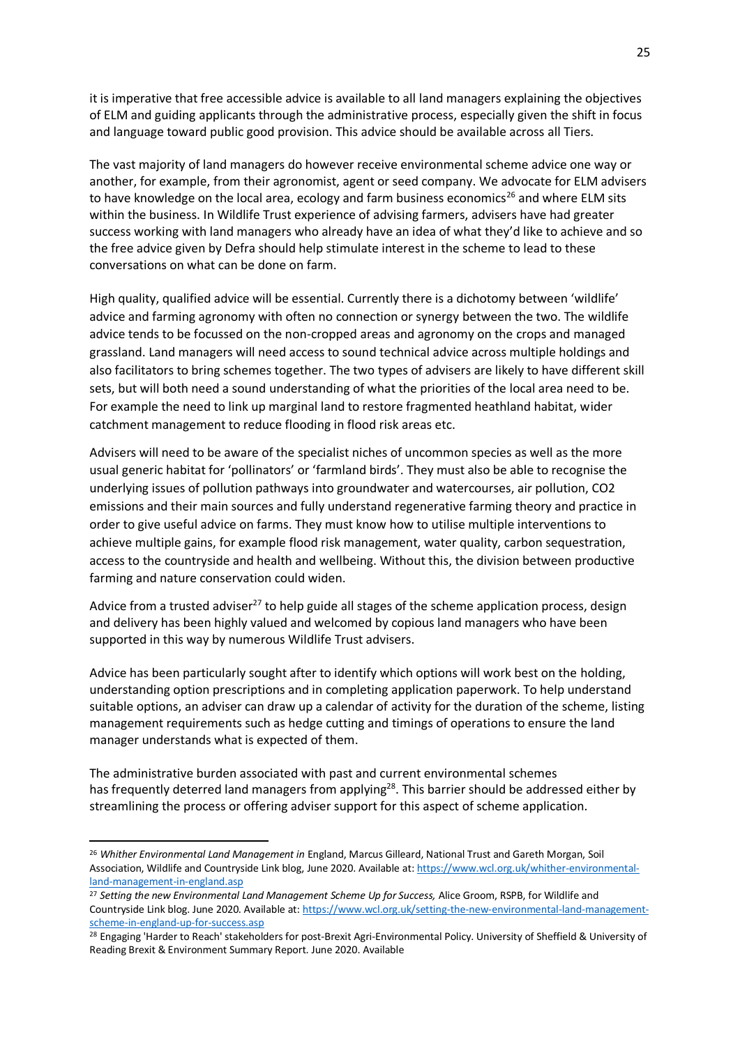it is imperative that free accessible advice is available to all land managers explaining the objectives of ELM and guiding applicants through the administrative process, especially given the shift in focus and language toward public good provision. This advice should be available across all Tiers.

The vast majority of land managers do however receive environmental scheme advice one way or another, for example, from their agronomist, agent or seed company. We advocate for ELM advisers to have knowledge on the local area, ecology and farm business economics[26] and where ELM sits within the business. In Wildlife Trust experience of advising farmers, advisers have had greater success working with land managers who already have an idea of what they'd like to achieve and so the free advice given by Defra should help stimulate interest in the scheme to lead to these conversations on what can be done on farm.

High quality, qualified advice will be essential. Currently there is a dichotomy between 'wildlife' advice and farming agronomy with often no connection or synergy between the two. The wildlife advice tends to be focussed on the non-cropped areas and agronomy on the crops and managed grassland. Land managers will need access to sound technical advice across multiple holdings and also facilitators to bring schemes together. The two types of advisers are likely to have different skill sets, but will both need a sound understanding of what the priorities of the local area need to be. For example the need to link up marginal land to restore fragmented heathland habitat, wider catchment management to reduce flooding in flood risk areas etc.

Advisers will need to be aware of the specialist niches of uncommon species as well as the more usual generic habitat for 'pollinators' or 'farmland birds'. They must also be able to recognise the underlying issues of pollution pathways into groundwater and watercourses, air pollution, $CO_2$ emissions and their main sources and fully understand regenerative farming theory and practice in order to give useful advice on farms. They must know how to utilise multiple interventions to achieve multiple gains, for example flood risk management, water quality, carbon sequestration, access to the countryside and health and wellbeing. Without this, the division between productive farming and nature conservation could widen.

Advice from a trusted adviser[27] to help guide all stages of the scheme application process, design and delivery has been highly valued and welcomed by copious land managers who have been supported in this way by numerous Wildlife Trust advisers.

Advice has been particularly sought after to identify which options will work best on the holding, understanding option prescriptions and in completing application paperwork. To help understand suitable options, an adviser can draw up a calendar of activity for the duration of the scheme, listing management requirements such as hedge cutting and timings of operations to ensure the land manager understands what is expected of them.

The administrative burden associated with past and current environmental schemes has frequently deterred land managers from applying[28]. This barrier should be addressed either by streamlining the process or offering adviser support for this aspect of scheme application.

---

[26] *Whither Environmental Land Management in* England, Marcus Gilleard, National Trust and Gareth Morgan, Soil Association, Wildlife and Countryside Link blog, June 2020. Available at: https://www.wcl.org.uk/whither-environmental-land-management-in-england.asp

[27] *Setting the new Environmental Land Management Scheme Up for Success,* Alice Groom, RSPB, for Wildlife and Countryside Link blog. June 2020. Available at: https://www.wcl.org.uk/setting-the-new-environmental-land-management-scheme-in-england-up-for-success.asp

[28] Engaging 'Harder to Reach' stakeholders for post-Brexit Agri-Environmental Policy. University of Sheffield & University of Reading Brexit & Environment Summary Report. June 2020. Available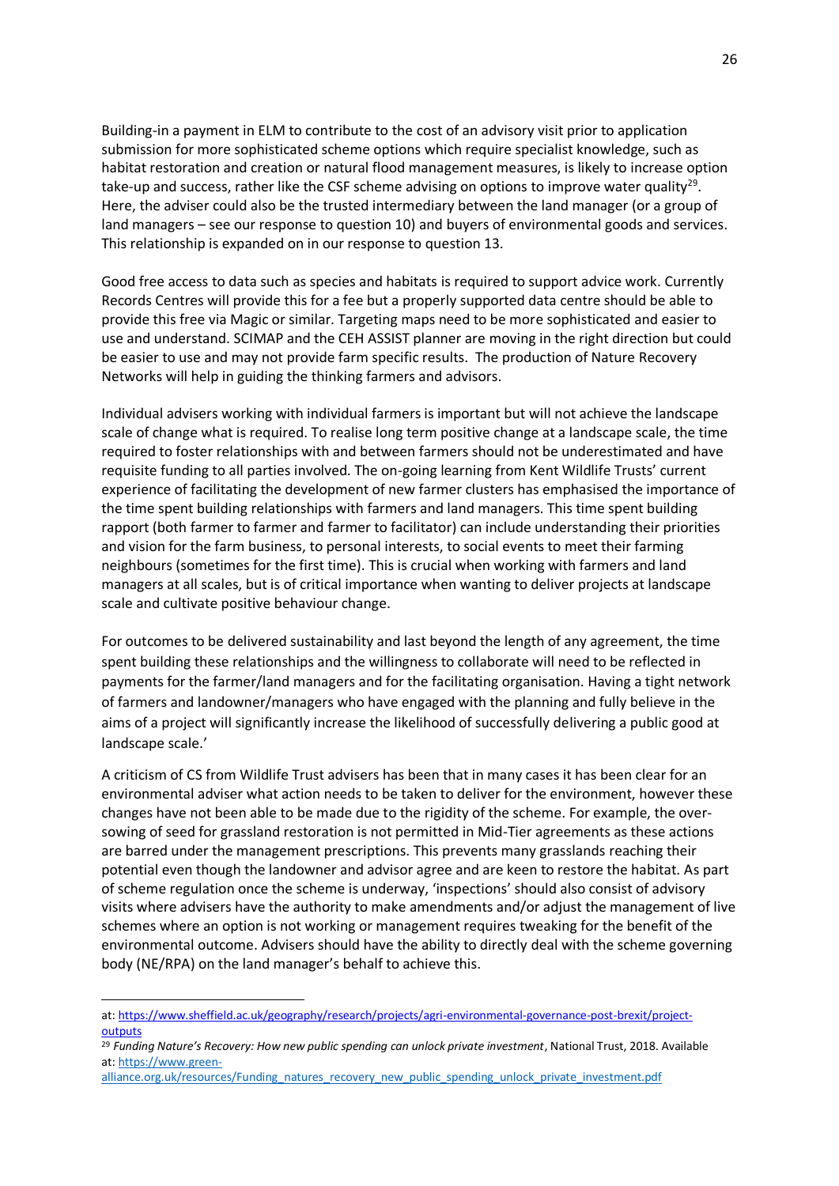Building-in a payment in ELM to contribute to the cost of an advisory visit prior to application submission for more sophisticated scheme options which require specialist knowledge, such as habitat restoration and creation or natural flood management measures, is likely to increase option take-up and success, rather like the CSF scheme advising on options to improve water quality[29]. Here, the adviser could also be the trusted intermediary between the land manager (or a group of land managers – see our response to question 10) and buyers of environmental goods and services. This relationship is expanded on in our response to question 13.

Good free access to data such as species and habitats is required to support advice work. Currently Records Centres will provide this for a fee but a properly supported data centre should be able to provide this free via Magic or similar. Targeting maps need to be more sophisticated and easier to use and understand. SCIMAP and the CEH ASSIST planner are moving in the right direction but could be easier to use and may not provide farm specific results. The production of Nature Recovery Networks will help in guiding the thinking farmers and advisors.

Individual advisers working with individual farmers is important but will not achieve the landscape scale of change what is required. To realise long term positive change at a landscape scale, the time required to foster relationships with and between farmers should not be underestimated and have requisite funding to all parties involved. The on-going learning from Kent Wildlife Trusts' current experience of facilitating the development of new farmer clusters has emphasised the importance of the time spent building relationships with farmers and land managers. This time spent building rapport (both farmer to farmer and farmer to facilitator) can include understanding their priorities and vision for the farm business, to personal interests, to social events to meet their farming neighbours (sometimes for the first time). This is crucial when working with farmers and land managers at all scales, but is of critical importance when wanting to deliver projects at landscape scale and cultivate positive behaviour change.

For outcomes to be delivered sustainability and last beyond the length of any agreement, the time spent building these relationships and the willingness to collaborate will need to be reflected in payments for the farmer/land managers and for the facilitating organisation. Having a tight network of farmers and landowner/managers who have engaged with the planning and fully believe in the aims of a project will significantly increase the likelihood of successfully delivering a public good at landscape scale.'

A criticism of CS from Wildlife Trust advisers has been that in many cases it has been clear for an environmental adviser what action needs to be taken to deliver for the environment, however these changes have not been able to be made due to the rigidity of the scheme. For example, the over-sowing of seed for grassland restoration is not permitted in Mid-Tier agreements as these actions are barred under the management prescriptions. This prevents many grasslands reaching their potential even though the landowner and advisor agree and are keen to restore the habitat. As part of scheme regulation once the scheme is underway, 'inspections' should also consist of advisory visits where advisers have the authority to make amendments and/or adjust the management of live schemes where an option is not working or management requires tweaking for the benefit of the environmental outcome. Advisers should have the ability to directly deal with the scheme governing body (NE/RPA) on the land manager's behalf to achieve this.

---

at: https://www.sheffield.ac.uk/geography/research/projects/agri-environmental-governance-post-brexit/project-outputs

[29] *Funding Nature's Recovery: How new public spending can unlock private investment*, National Trust, 2018. Available at: https://www.green-alliance.org.uk/resources/Funding_natures_recovery_new_public_spending_unlock_private_investment.pdf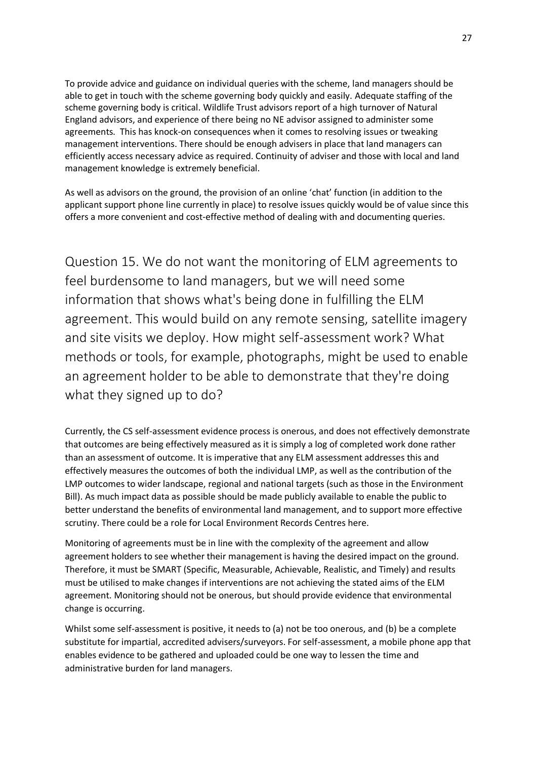To provide advice and guidance on individual queries with the scheme, land managers should be able to get in touch with the scheme governing body quickly and easily. Adequate staffing of the scheme governing body is critical. Wildlife Trust advisors report of a high turnover of Natural England advisors, and experience of there being no NE advisor assigned to administer some agreements. This has knock-on consequences when it comes to resolving issues or tweaking management interventions. There should be enough advisers in place that land managers can efficiently access necessary advice as required. Continuity of adviser and those with local and land management knowledge is extremely beneficial.

As well as advisors on the ground, the provision of an online 'chat' function (in addition to the applicant support phone line currently in place) to resolve issues quickly would be of value since this offers a more convenient and cost-effective method of dealing with and documenting queries.

## Question 15. We do not want the monitoring of ELM agreements to feel burdensome to land managers, but we will need some information that shows what's being done in fulfilling the ELM agreement. This would build on any remote sensing, satellite imagery and site visits we deploy. How might self-assessment work? What methods or tools, for example, photographs, might be used to enable an agreement holder to be able to demonstrate that they're doing what they signed up to do?

Currently, the CS self-assessment evidence process is onerous, and does not effectively demonstrate that outcomes are being effectively measured as it is simply a log of completed work done rather than an assessment of outcome. It is imperative that any ELM assessment addresses this and effectively measures the outcomes of both the individual LMP, as well as the contribution of the LMP outcomes to wider landscape, regional and national targets (such as those in the Environment Bill). As much impact data as possible should be made publicly available to enable the public to better understand the benefits of environmental land management, and to support more effective scrutiny. There could be a role for Local Environment Records Centres here.

Monitoring of agreements must be in line with the complexity of the agreement and allow agreement holders to see whether their management is having the desired impact on the ground. Therefore, it must be SMART (Specific, Measurable, Achievable, Realistic, and Timely) and results must be utilised to make changes if interventions are not achieving the stated aims of the ELM agreement. Monitoring should not be onerous, but should provide evidence that environmental change is occurring.

Whilst some self-assessment is positive, it needs to (a) not be too onerous, and (b) be a complete substitute for impartial, accredited advisers/surveyors. For self-assessment, a mobile phone app that enables evidence to be gathered and uploaded could be one way to lessen the time and administrative burden for land managers.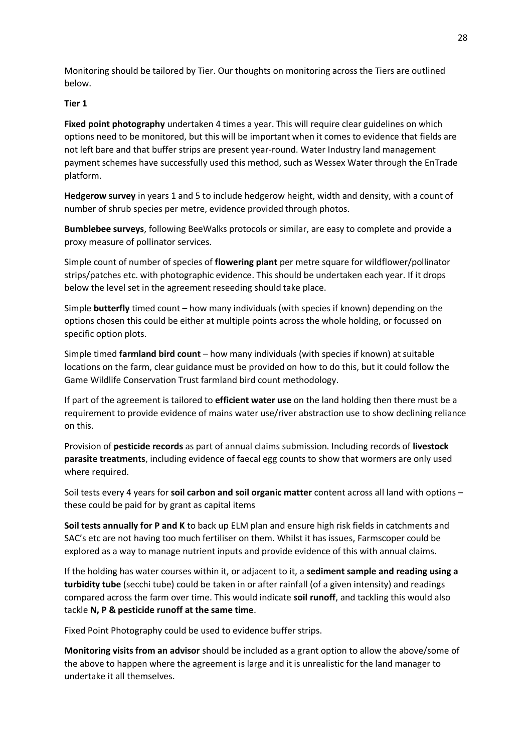Monitoring should be tailored by Tier. Our thoughts on monitoring across the Tiers are outlined below.

**Tier 1**

**Fixed point photography** undertaken 4 times a year. This will require clear guidelines on which options need to be monitored, but this will be important when it comes to evidence that fields are not left bare and that buffer strips are present year-round. Water Industry land management payment schemes have successfully used this method, such as Wessex Water through the EnTrade platform.

**Hedgerow survey** in years 1 and 5 to include hedgerow height, width and density, with a count of number of shrub species per metre, evidence provided through photos.

**Bumblebee surveys**, following BeeWalks protocols or similar, are easy to complete and provide a proxy measure of pollinator services.

Simple count of number of species of **flowering plant** per metre square for wildflower/pollinator strips/patches etc. with photographic evidence. This should be undertaken each year. If it drops below the level set in the agreement reseeding should take place.

Simple **butterfly** timed count – how many individuals (with species if known) depending on the options chosen this could be either at multiple points across the whole holding, or focussed on specific option plots.

Simple timed **farmland bird count** – how many individuals (with species if known) at suitable locations on the farm, clear guidance must be provided on how to do this, but it could follow the Game Wildlife Conservation Trust farmland bird count methodology.

If part of the agreement is tailored to **efficient water use** on the land holding then there must be a requirement to provide evidence of mains water use/river abstraction use to show declining reliance on this.

Provision of **pesticide records** as part of annual claims submission. Including records of **livestock parasite treatments**, including evidence of faecal egg counts to show that wormers are only used where required.

Soil tests every 4 years for **soil carbon and soil organic matter** content across all land with options – these could be paid for by grant as capital items

**Soil tests annually for P and K** to back up ELM plan and ensure high risk fields in catchments and SAC's etc are not having too much fertiliser on them. Whilst it has issues, Farmscoper could be explored as a way to manage nutrient inputs and provide evidence of this with annual claims.

If the holding has water courses within it, or adjacent to it, a **sediment sample and reading using a turbidity tube** (secchi tube) could be taken in or after rainfall (of a given intensity) and readings compared across the farm over time. This would indicate **soil runoff**, and tackling this would also tackle **N, P & pesticide runoff at the same time**.

Fixed Point Photography could be used to evidence buffer strips.

**Monitoring visits from an advisor** should be included as a grant option to allow the above/some of the above to happen where the agreement is large and it is unrealistic for the land manager to undertake it all themselves.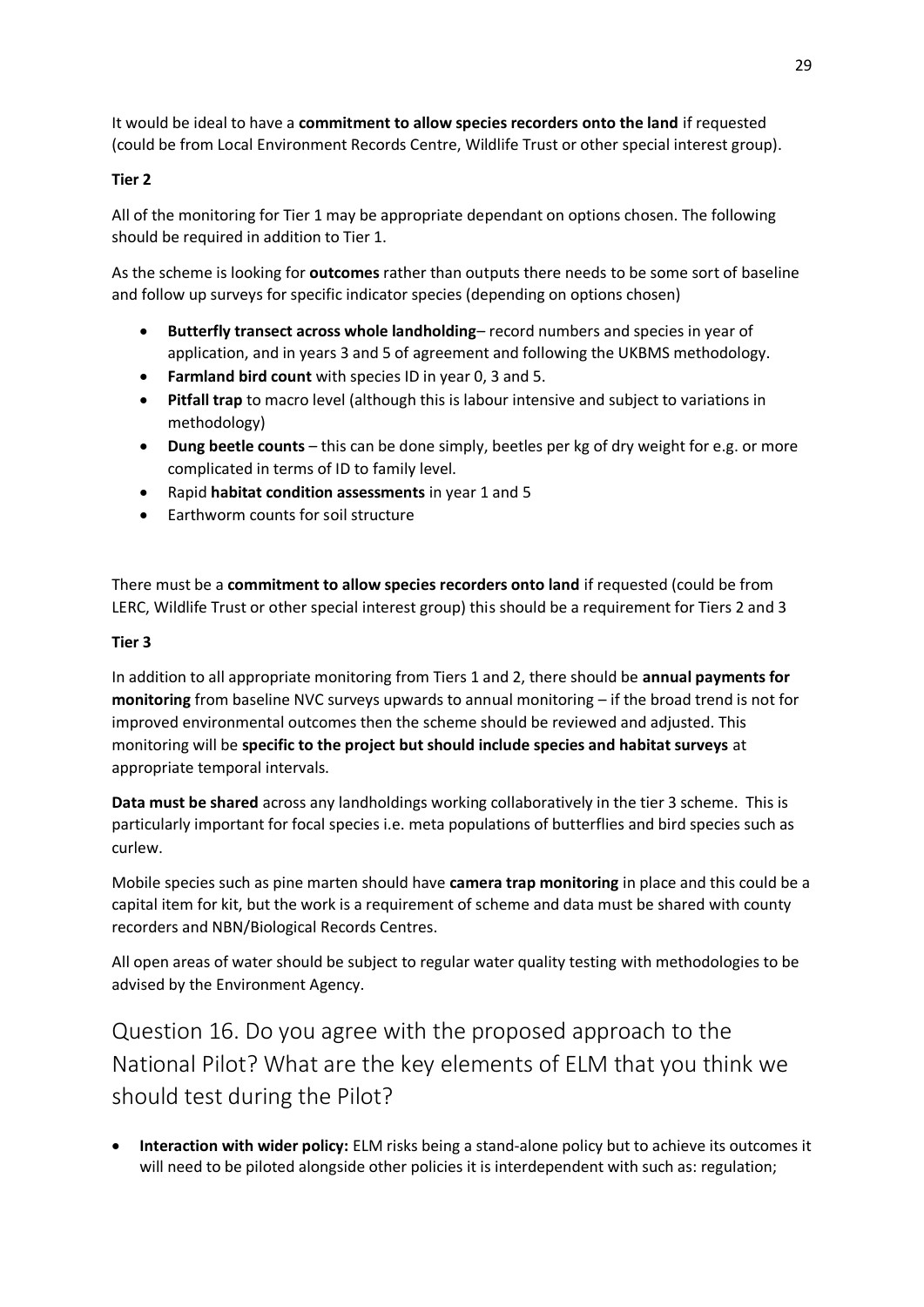It would be ideal to have a **commitment to allow species recorders onto the land** if requested (could be from Local Environment Records Centre, Wildlife Trust or other special interest group).

**Tier 2**

All of the monitoring for Tier 1 may be appropriate dependant on options chosen. The following should be required in addition to Tier 1.

As the scheme is looking for **outcomes** rather than outputs there needs to be some sort of baseline and follow up surveys for specific indicator species (depending on options chosen)

- **Butterfly transect across whole landholding**– record numbers and species in year of application, and in years 3 and 5 of agreement and following the UKBMS methodology.
- **Farmland bird count** with species ID in year 0, 3 and 5.
- **Pitfall trap** to macro level (although this is labour intensive and subject to variations in methodology)
- **Dung beetle counts** – this can be done simply, beetles per kg of dry weight for e.g. or more complicated in terms of ID to family level.
- Rapid **habitat condition assessments** in year 1 and 5
- Earthworm counts for soil structure

There must be a **commitment to allow species recorders onto land** if requested (could be from LERC, Wildlife Trust or other special interest group) this should be a requirement for Tiers 2 and 3

**Tier 3**

In addition to all appropriate monitoring from Tiers 1 and 2, there should be **annual payments for monitoring** from baseline NVC surveys upwards to annual monitoring – if the broad trend is not for improved environmental outcomes then the scheme should be reviewed and adjusted. This monitoring will be **specific to the project but should include species and habitat surveys** at appropriate temporal intervals.

**Data must be shared** across any landholdings working collaboratively in the tier 3 scheme. This is particularly important for focal species i.e. meta populations of butterflies and bird species such as curlew.

Mobile species such as pine marten should have **camera trap monitoring** in place and this could be a capital item for kit, but the work is a requirement of scheme and data must be shared with county recorders and NBN/Biological Records Centres.

All open areas of water should be subject to regular water quality testing with methodologies to be advised by the Environment Agency.

## Question 16. Do you agree with the proposed approach to the National Pilot? What are the key elements of ELM that you think we should test during the Pilot?

- **Interaction with wider policy:** ELM risks being a stand-alone policy but to achieve its outcomes it will need to be piloted alongside other policies it is interdependent with such as: regulation;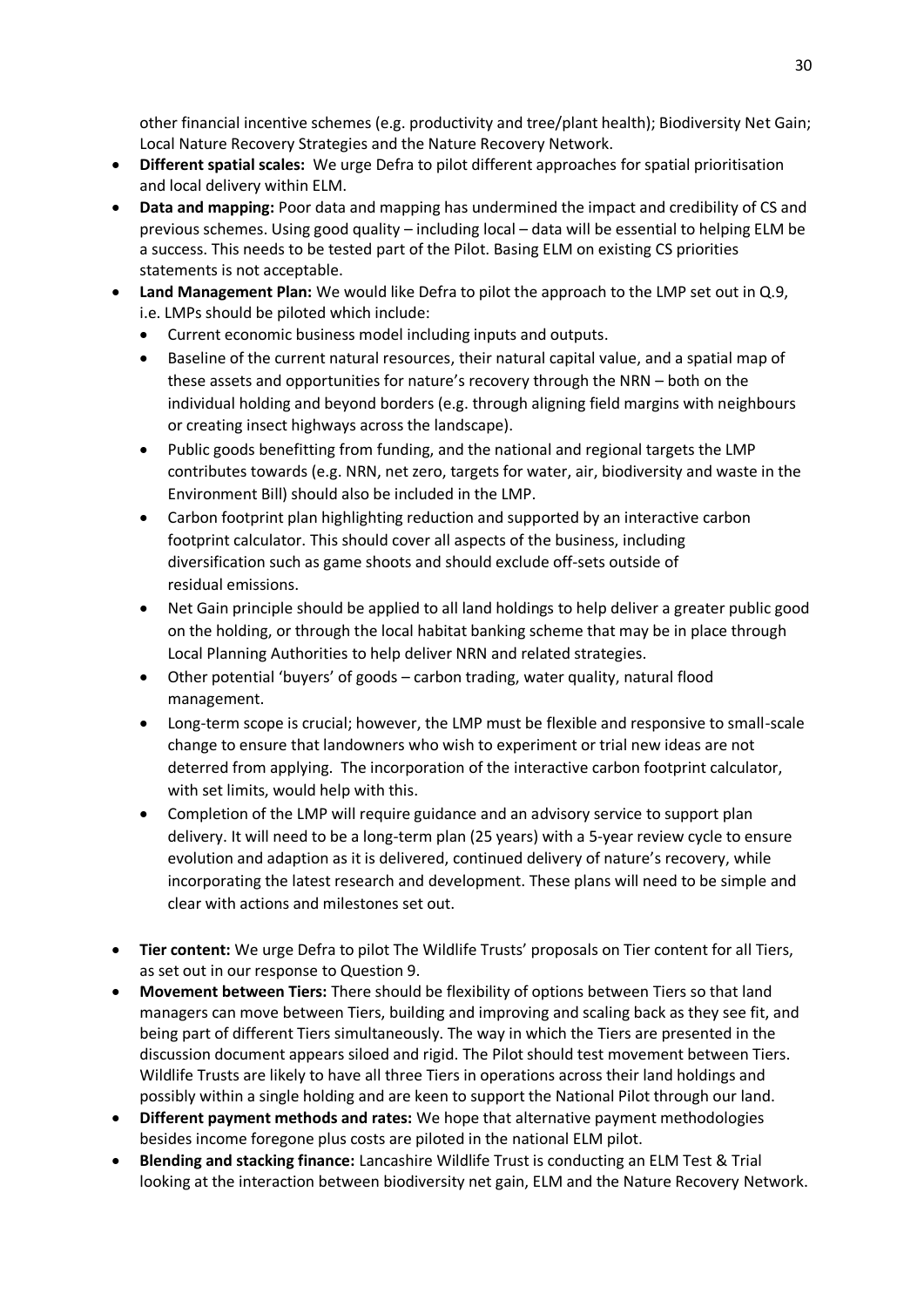other financial incentive schemes (e.g. productivity and tree/plant health); Biodiversity Net Gain; Local Nature Recovery Strategies and the Nature Recovery Network.

- **Different spatial scales:** We urge Defra to pilot different approaches for spatial prioritisation and local delivery within ELM.
- **Data and mapping:** Poor data and mapping has undermined the impact and credibility of CS and previous schemes. Using good quality – including local – data will be essential to helping ELM be a success. This needs to be tested part of the Pilot. Basing ELM on existing CS priorities statements is not acceptable.
- **Land Management Plan:** We would like Defra to pilot the approach to the LMP set out in Q.9, i.e. LMPs should be piloted which include:
    - Current economic business model including inputs and outputs.
    - Baseline of the current natural resources, their natural capital value, and a spatial map of these assets and opportunities for nature's recovery through the NRN – both on the individual holding and beyond borders (e.g. through aligning field margins with neighbours or creating insect highways across the landscape).
    - Public goods benefitting from funding, and the national and regional targets the LMP contributes towards (e.g. NRN, net zero, targets for water, air, biodiversity and waste in the Environment Bill) should also be included in the LMP.
    - Carbon footprint plan highlighting reduction and supported by an interactive carbon footprint calculator. This should cover all aspects of the business, including diversification such as game shoots and should exclude off-sets outside of residual emissions.
    - Net Gain principle should be applied to all land holdings to help deliver a greater public good on the holding, or through the local habitat banking scheme that may be in place through Local Planning Authorities to help deliver NRN and related strategies.
    - Other potential 'buyers' of goods – carbon trading, water quality, natural flood management.
    - Long-term scope is crucial; however, the LMP must be flexible and responsive to small-scale change to ensure that landowners who wish to experiment or trial new ideas are not deterred from applying. The incorporation of the interactive carbon footprint calculator, with set limits, would help with this.
    - Completion of the LMP will require guidance and an advisory service to support plan delivery. It will need to be a long-term plan (25 years) with a 5-year review cycle to ensure evolution and adaption as it is delivered, continued delivery of nature's recovery, while incorporating the latest research and development. These plans will need to be simple and clear with actions and milestones set out.

- **Tier content:** We urge Defra to pilot The Wildlife Trusts' proposals on Tier content for all Tiers, as set out in our response to Question 9.
- **Movement between Tiers:** There should be flexibility of options between Tiers so that land managers can move between Tiers, building and improving and scaling back as they see fit, and being part of different Tiers simultaneously. The way in which the Tiers are presented in the discussion document appears siloed and rigid. The Pilot should test movement between Tiers. Wildlife Trusts are likely to have all three Tiers in operations across their land holdings and possibly within a single holding and are keen to support the National Pilot through our land.
- **Different payment methods and rates:** We hope that alternative payment methodologies besides income foregone plus costs are piloted in the national ELM pilot.
- **Blending and stacking finance:** Lancashire Wildlife Trust is conducting an ELM Test & Trial looking at the interaction between biodiversity net gain, ELM and the Nature Recovery Network.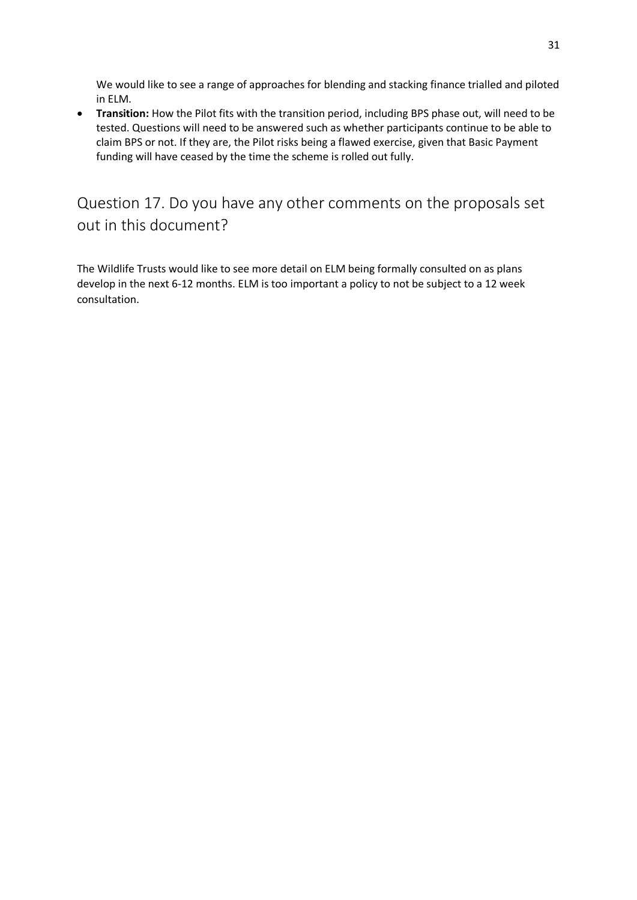We would like to see a range of approaches for blending and stacking finance trialled and piloted in ELM.

- **Transition:** How the Pilot fits with the transition period, including BPS phase out, will need to be tested. Questions will need to be answered such as whether participants continue to be able to claim BPS or not. If they are, the Pilot risks being a flawed exercise, given that Basic Payment funding will have ceased by the time the scheme is rolled out fully.

## Question 17. Do you have any other comments on the proposals set out in this document?

The Wildlife Trusts would like to see more detail on ELM being formally consulted on as plans develop in the next 6-12 months. ELM is too important a policy to not be subject to a 12 week consultation.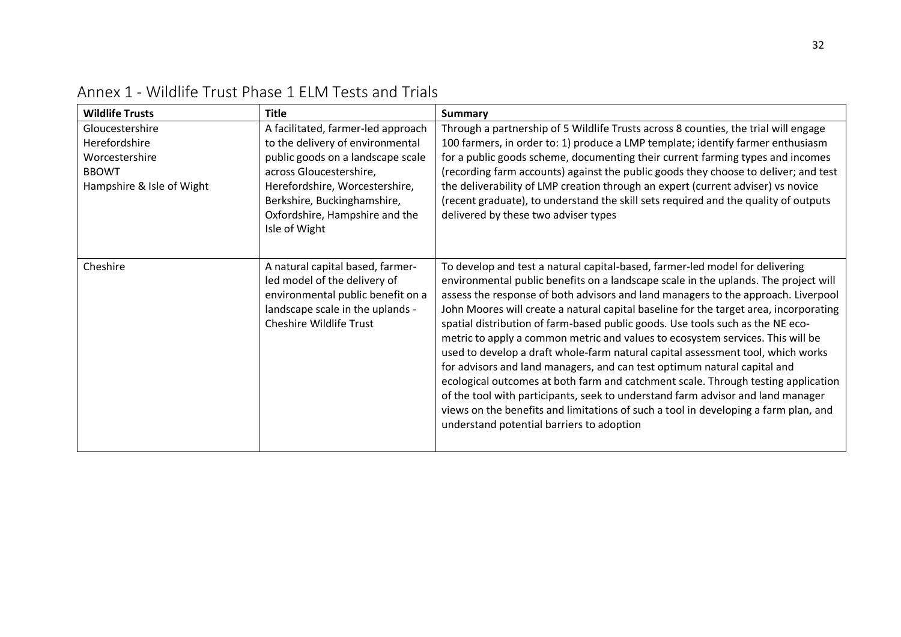# Annex 1 - Wildlife Trust Phase 1 ELM Tests and Trials

| Wildlife Trusts | Title | Summary |
|---|---|---|
| Gloucestershire<br>Herefordshire<br>Worcestershire<br>BBOWT<br>Hampshire & Isle of Wight | A facilitated, farmer-led approach to the delivery of environmental public goods on a landscape scale across Gloucestershire, Herefordshire, Worcestershire, Berkshire, Buckinghamshire, Oxfordshire, Hampshire and the Isle of Wight | Through a partnership of 5 Wildlife Trusts across 8 counties, the trial will engage 100 farmers, in order to: 1) produce a LMP template; identify farmer enthusiasm for a public goods scheme, documenting their current farming types and incomes (recording farm accounts) against the public goods they choose to deliver; and test the deliverability of LMP creation through an expert (current adviser) vs novice (recent graduate), to understand the skill sets required and the quality of outputs delivered by these two adviser types |
| Cheshire | A natural capital based, farmer-led model of the delivery of environmental public benefit on a landscape scale in the uplands - Cheshire Wildlife Trust | To develop and test a natural capital-based, farmer-led model for delivering environmental public benefits on a landscape scale in the uplands. The project will assess the response of both advisors and land managers to the approach. Liverpool John Moores will create a natural capital baseline for the target area, incorporating spatial distribution of farm-based public goods. Use tools such as the NE eco-metric to apply a common metric and values to ecosystem services. This will be used to develop a draft whole-farm natural capital assessment tool, which works for advisors and land managers, and can test optimum natural capital and ecological outcomes at both farm and catchment scale. Through testing application of the tool with participants, seek to understand farm advisor and land manager views on the benefits and limitations of such a tool in developing a farm plan, and understand potential barriers to adoption |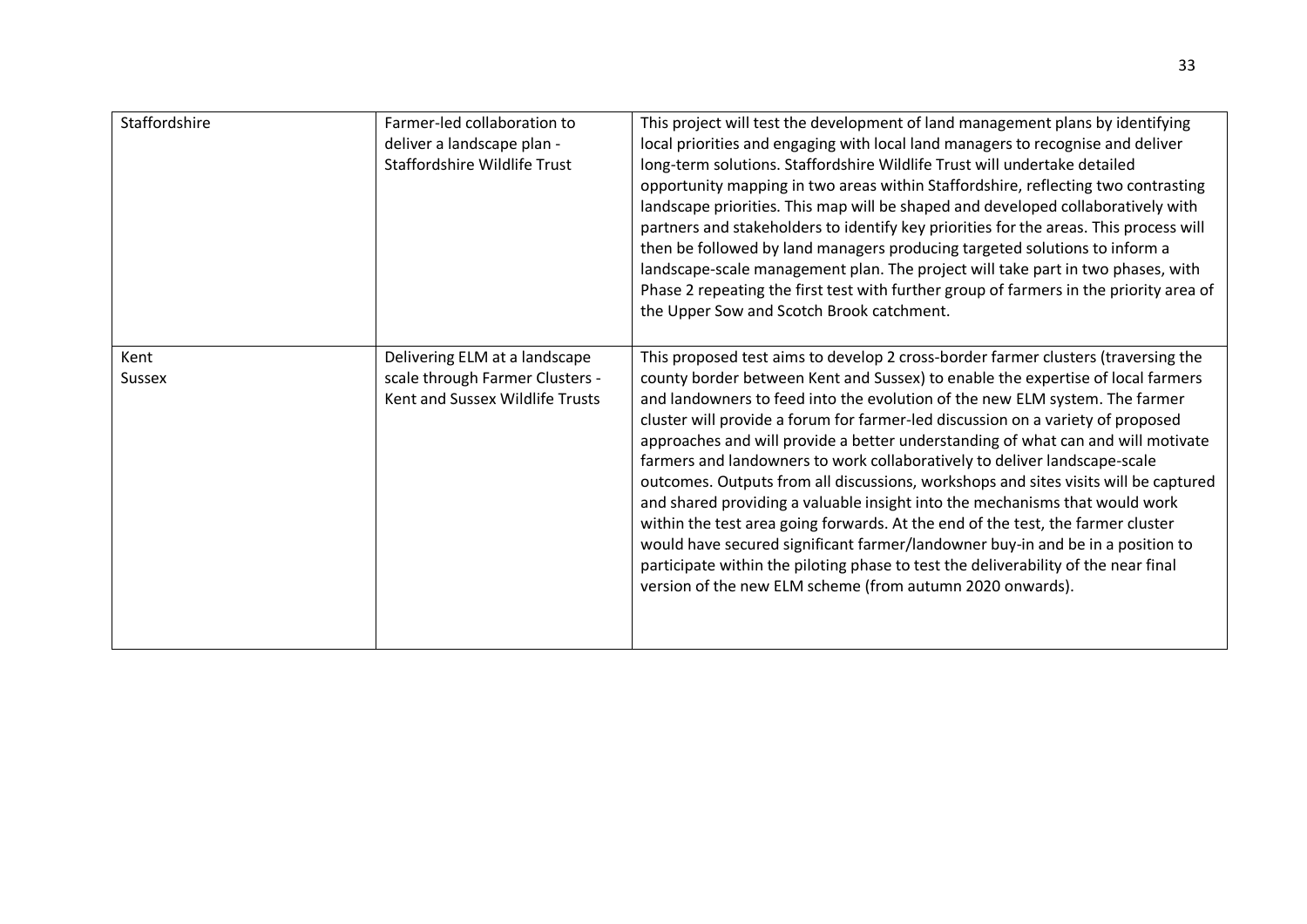| | | |
|---|---|---|
| Staffordshire | Farmer-led collaboration to deliver a landscape plan - Staffordshire Wildlife Trust | This project will test the development of land management plans by identifying local priorities and engaging with local land managers to recognise and deliver long-term solutions. Staffordshire Wildlife Trust will undertake detailed opportunity mapping in two areas within Staffordshire, reflecting two contrasting landscape priorities. This map will be shaped and developed collaboratively with partners and stakeholders to identify key priorities for the areas. This process will then be followed by land managers producing targeted solutions to inform a landscape-scale management plan. The project will take part in two phases, with Phase 2 repeating the first test with further group of farmers in the priority area of the Upper Sow and Scotch Brook catchment. |
| Kent<br>Sussex | Delivering ELM at a landscape scale through Farmer Clusters - Kent and Sussex Wildlife Trusts | This proposed test aims to develop 2 cross-border farmer clusters (traversing the county border between Kent and Sussex) to enable the expertise of local farmers and landowners to feed into the evolution of the new ELM system. The farmer cluster will provide a forum for farmer-led discussion on a variety of proposed approaches and will provide a better understanding of what can and will motivate farmers and landowners to work collaboratively to deliver landscape-scale outcomes. Outputs from all discussions, workshops and sites visits will be captured and shared providing a valuable insight into the mechanisms that would work within the test area going forwards. At the end of the test, the farmer cluster would have secured significant farmer/landowner buy-in and be in a position to participate within the piloting phase to test the deliverability of the near final version of the new ELM scheme (from autumn 2020 onwards). |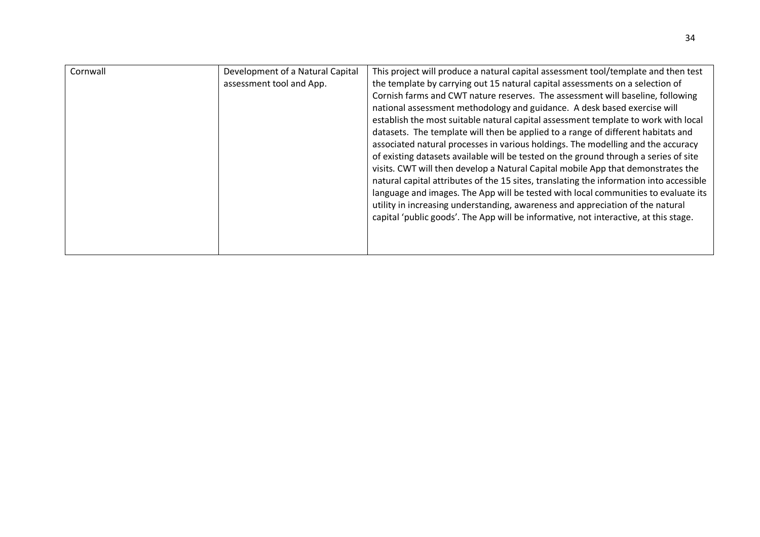| | | |
|---|---|---|
| Cornwall | Development of a Natural Capital assessment tool and App. | This project will produce a natural capital assessment tool/template and then test the template by carrying out 15 natural capital assessments on a selection of Cornish farms and CWT nature reserves. The assessment will baseline, following national assessment methodology and guidance. A desk based exercise will establish the most suitable natural capital assessment template to work with local datasets. The template will then be applied to a range of different habitats and associated natural processes in various holdings. The modelling and the accuracy of existing datasets available will be tested on the ground through a series of site visits. CWT will then develop a Natural Capital mobile App that demonstrates the natural capital attributes of the 15 sites, translating the information into accessible language and images. The App will be tested with local communities to evaluate its utility in increasing understanding, awareness and appreciation of the natural capital 'public goods'. The App will be informative, not interactive, at this stage. |